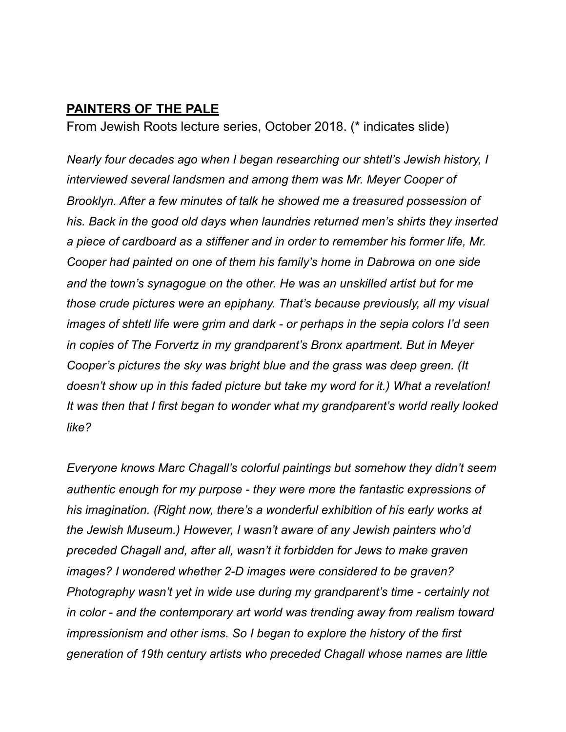# **PAINTERS OF THE PALE**

From Jewish Roots lecture series, October 2018. (* indicates slide)

*Nearly four decades ago when I began researching our shtetl's Jewish history, I interviewed several landsmen and among them was Mr. Meyer Cooper of Brooklyn. After a few minutes of talk he showed me a treasured possession of his. Back in the good old days when laundries returned men's shirts they inserted a piece of cardboard as a stiffener and in order to remember his former life, Mr. Cooper had painted on one of them his family's home in Dabrowa on one side and the town's synagogue on the other. He was an unskilled artist but for me those crude pictures were an epiphany. That's because previously, all my visual images of shtetl life were grim and dark - or perhaps in the sepia colors I'd seen in copies of The Forvertz in my grandparent's Bronx apartment. But in Meyer Cooper's pictures the sky was bright blue and the grass was deep green. (It doesn't show up in this faded picture but take my word for it.) What a revelation! It was then that I first began to wonder what my grandparent's world really looked like?*

*Everyone knows Marc Chagall's colorful paintings but somehow they didn't seem authentic enough for my purpose - they were more the fantastic expressions of his imagination. (Right now, there's a wonderful exhibition of his early works at the Jewish Museum.) However, I wasn't aware of any Jewish painters who'd preceded Chagall and, after all, wasn't it forbidden for Jews to make graven images? I wondered whether 2-D images were considered to be graven? Photography wasn't yet in wide use during my grandparent's time - certainly not in color - and the contemporary art world was trending away from realism toward impressionism and other isms. So I began to explore the history of the first generation of 19th century artists who preceded Chagall whose names are little*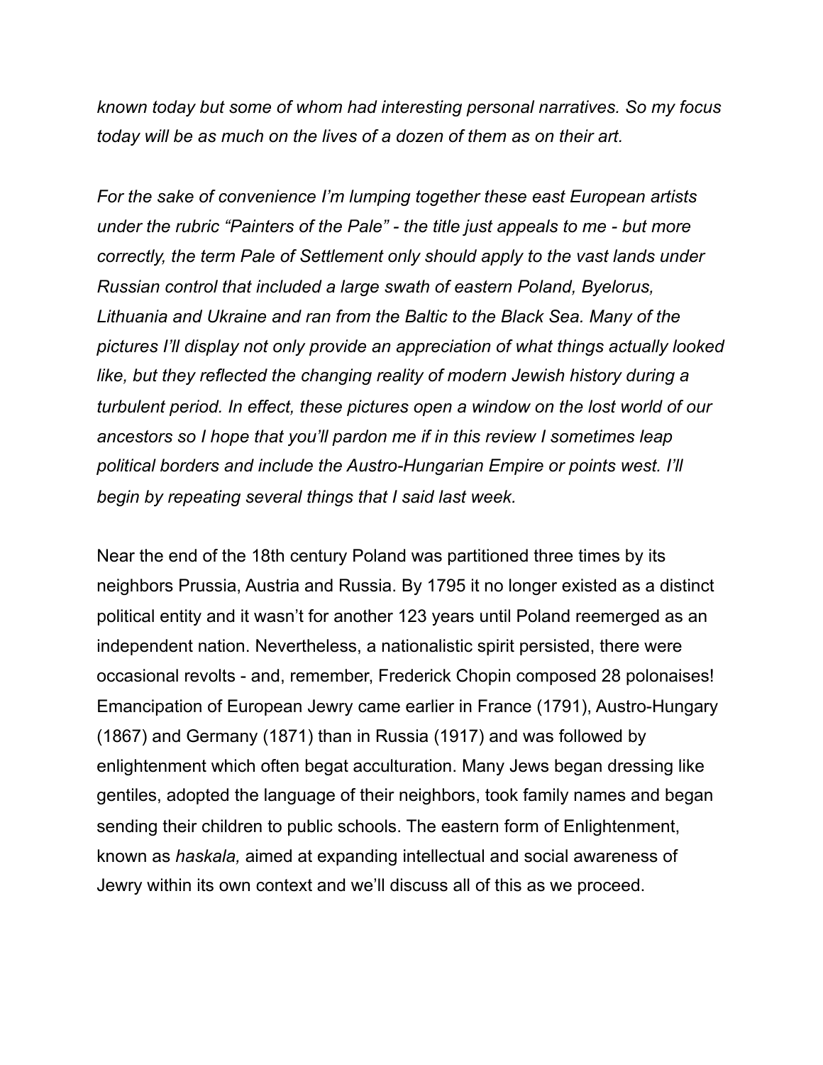*known today but some of whom had interesting personal narratives. So my focus today will be as much on the lives of a dozen of them as on their art.*

*For the sake of convenience I'm lumping together these east European artists under the rubric "Painters of the Pale" - the title just appeals to me - but more correctly, the term Pale of Settlement only should apply to the vast lands under Russian control that included a large swath of eastern Poland, Byelorus, Lithuania and Ukraine and ran from the Baltic to the Black Sea. Many of the pictures I'll display not only provide an appreciation of what things actually looked like, but they reflected the changing reality of modern Jewish history during a turbulent period. In effect, these pictures open a window on the lost world of our ancestors so I hope that you'll pardon me if in this review I sometimes leap political borders and include the Austro-Hungarian Empire or points west. I'll begin by repeating several things that I said last week.*

Near the end of the 18th century Poland was partitioned three times by its neighbors Prussia, Austria and Russia. By 1795 it no longer existed as a distinct political entity and it wasn't for another 123 years until Poland reemerged as an independent nation. Nevertheless, a nationalistic spirit persisted, there were occasional revolts - and, remember, Frederick Chopin composed 28 polonaises! Emancipation of European Jewry came earlier in France (1791), Austro-Hungary (1867) and Germany (1871) than in Russia (1917) and was followed by enlightenment which often begat acculturation. Many Jews began dressing like gentiles, adopted the language of their neighbors, took family names and began sending their children to public schools. The eastern form of Enlightenment, known as *haskala,* aimed at expanding intellectual and social awareness of Jewry within its own context and we'll discuss all of this as we proceed.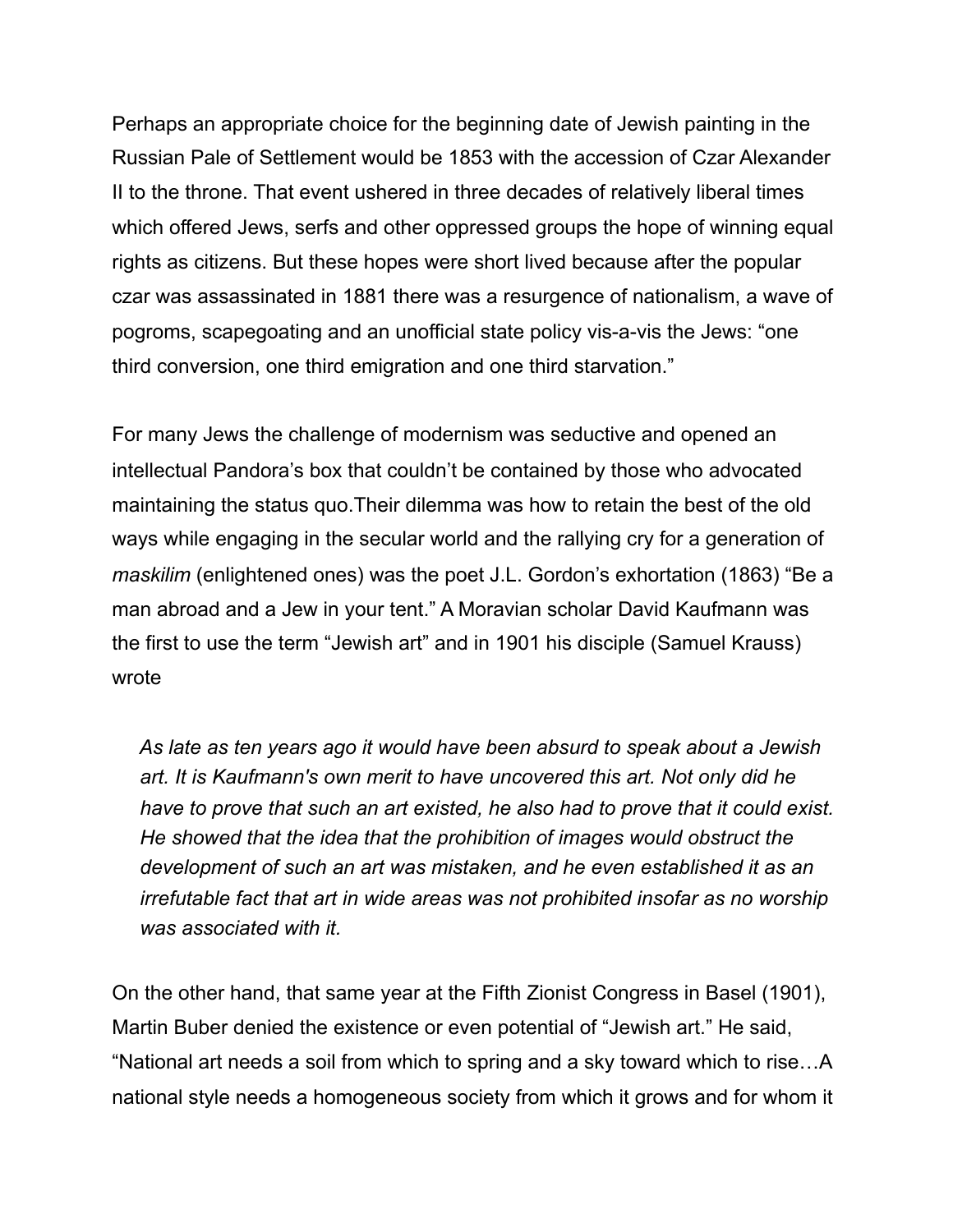Perhaps an appropriate choice for the beginning date of Jewish painting in the Russian Pale of Settlement would be 1853 with the accession of Czar Alexander II to the throne. That event ushered in three decades of relatively liberal times which offered Jews, serfs and other oppressed groups the hope of winning equal rights as citizens. But these hopes were short lived because after the popular czar was assassinated in 1881 there was a resurgence of nationalism, a wave of pogroms, scapegoating and an unofficial state policy vis-a-vis the Jews: "one third conversion, one third emigration and one third starvation."

For many Jews the challenge of modernism was seductive and opened an intellectual Pandora's box that couldn't be contained by those who advocated maintaining the status quo.Their dilemma was how to retain the best of the old ways while engaging in the secular world and the rallying cry for a generation of *maskilim* (enlightened ones) was the poet J.L. Gordon's exhortation (1863) "Be a man abroad and a Jew in your tent." A Moravian scholar David Kaufmann was the first to use the term "Jewish art" and in 1901 his disciple (Samuel Krauss) wrote

> *As late as ten years ago it would have been absurd to speak about a Jewish art. It is Kaufmann's own merit to have uncovered this art. Not only did he have to prove that such an art existed, he also had to prove that it could exist. He showed that the idea that the prohibition of images would obstruct the development of such an art was mistaken, and he even established it as an irrefutable fact that art in wide areas was not prohibited insofar as no worship was associated with it.*

On the other hand, that same year at the Fifth Zionist Congress in Basel (1901), Martin Buber denied the existence or even potential of "Jewish art." He said, "National art needs a soil from which to spring and a sky toward which to rise…A national style needs a homogeneous society from which it grows and for whom it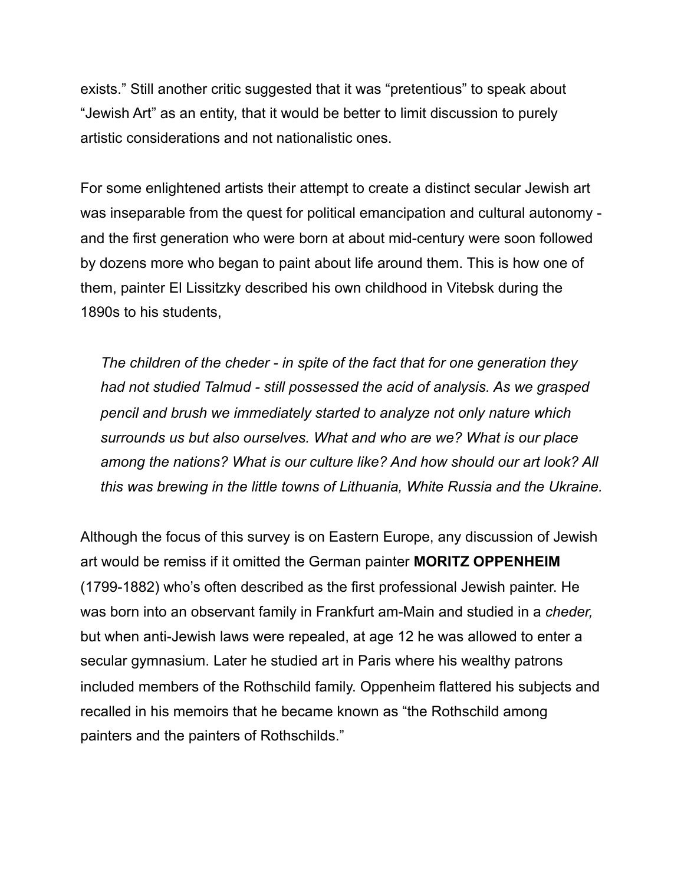exists." Still another critic suggested that it was "pretentious" to speak about "Jewish Art" as an entity, that it would be better to limit discussion to purely artistic considerations and not nationalistic ones.

For some enlightened artists their attempt to create a distinct secular Jewish art was inseparable from the quest for political emancipation and cultural autonomy - and the first generation who were born at about mid-century were soon followed by dozens more who began to paint about life around them. This is how one of them, painter El Lissitzky described his own childhood in Vitebsk during the 1890s to his students,

> *The children of the cheder - in spite of the fact that for one generation they had not studied Talmud - still possessed the acid of analysis. As we grasped pencil and brush we immediately started to analyze not only nature which surrounds us but also ourselves. What and who are we? What is our place among the nations? What is our culture like? And how should our art look? All this was brewing in the little towns of Lithuania, White Russia and the Ukraine.*

Although the focus of this survey is on Eastern Europe, any discussion of Jewish art would be remiss if it omitted the German painter **MORITZ OPPENHEIM** (1799-1882) who's often described as the first professional Jewish painter. He was born into an observant family in Frankfurt am-Main and studied in a *cheder,* but when anti-Jewish laws were repealed, at age 12 he was allowed to enter a secular gymnasium. Later he studied art in Paris where his wealthy patrons included members of the Rothschild family. Oppenheim flattered his subjects and recalled in his memoirs that he became known as "the Rothschild among painters and the painters of Rothschilds."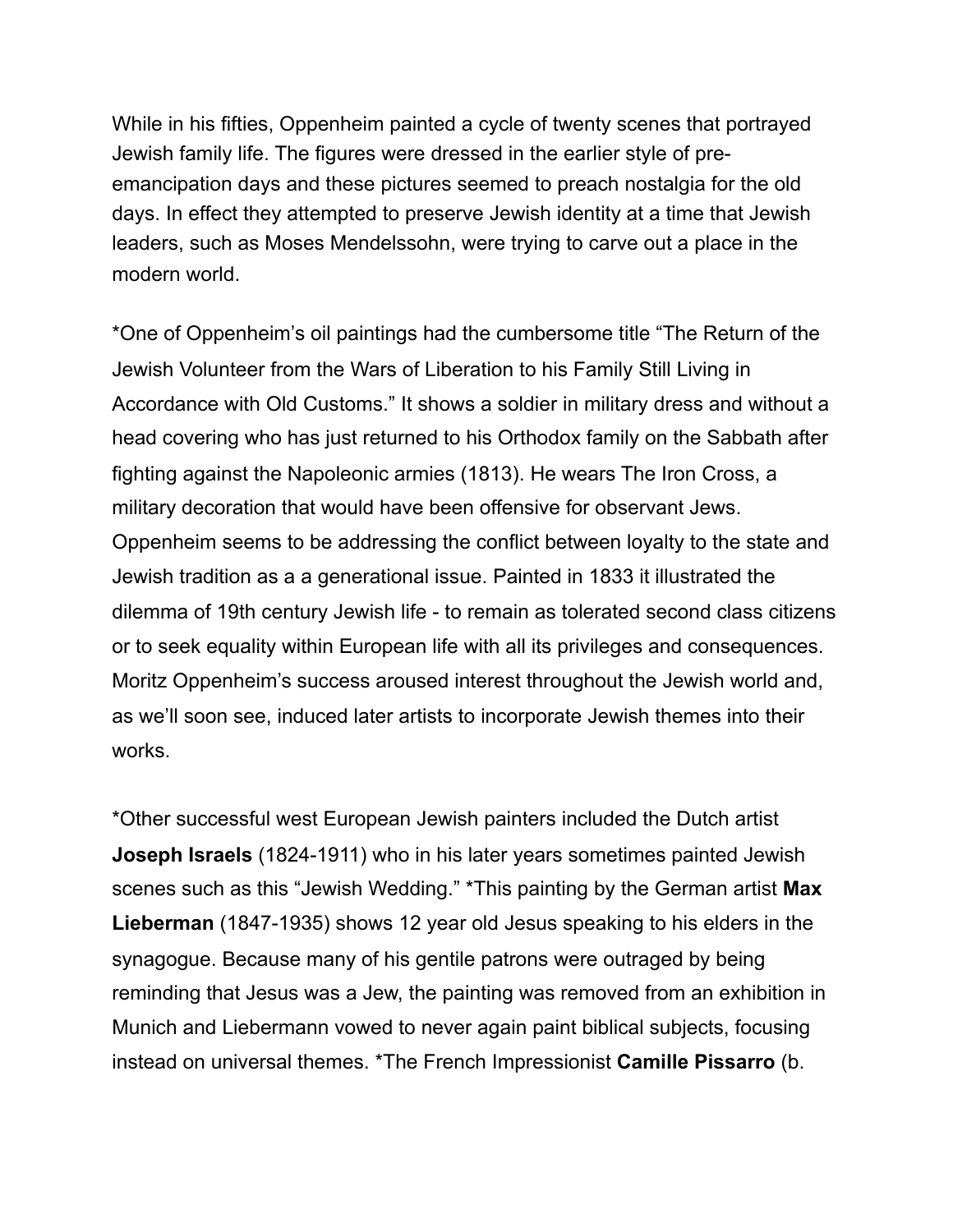While in his fifties, Oppenheim painted a cycle of twenty scenes that portrayed Jewish family life. The figures were dressed in the earlier style of pre-emancipation days and these pictures seemed to preach nostalgia for the old days. In effect they attempted to preserve Jewish identity at a time that Jewish leaders, such as Moses Mendelssohn, were trying to carve out a place in the modern world.

*One of Oppenheim's oil paintings had the cumbersome title "The Return of the Jewish Volunteer from the Wars of Liberation to his Family Still Living in Accordance with Old Customs." It shows a soldier in military dress and without a head covering who has just returned to his Orthodox family on the Sabbath after fighting against the Napoleonic armies (1813). He wears The Iron Cross, a military decoration that would have been offensive for observant Jews. Oppenheim seems to be addressing the conflict between loyalty to the state and Jewish tradition as a a generational issue. Painted in 1833 it illustrated the dilemma of 19th century Jewish life - to remain as tolerated second class citizens or to seek equality within European life with all its privileges and consequences. Moritz Oppenheim's success aroused interest throughout the Jewish world and, as we'll soon see, induced later artists to incorporate Jewish themes into their works.

*Other successful west European Jewish painters included the Dutch artist **Joseph Israels** (1824-1911) who in his later years sometimes painted Jewish scenes such as this "Jewish Wedding." *This painting by the German artist **Max Lieberman** (1847-1935) shows 12 year old Jesus speaking to his elders in the synagogue. Because many of his gentile patrons were outraged by being reminding that Jesus was a Jew, the painting was removed from an exhibition in Munich and Liebermann vowed to never again paint biblical subjects, focusing instead on universal themes. *The French Impressionist **Camille Pissarro** (b.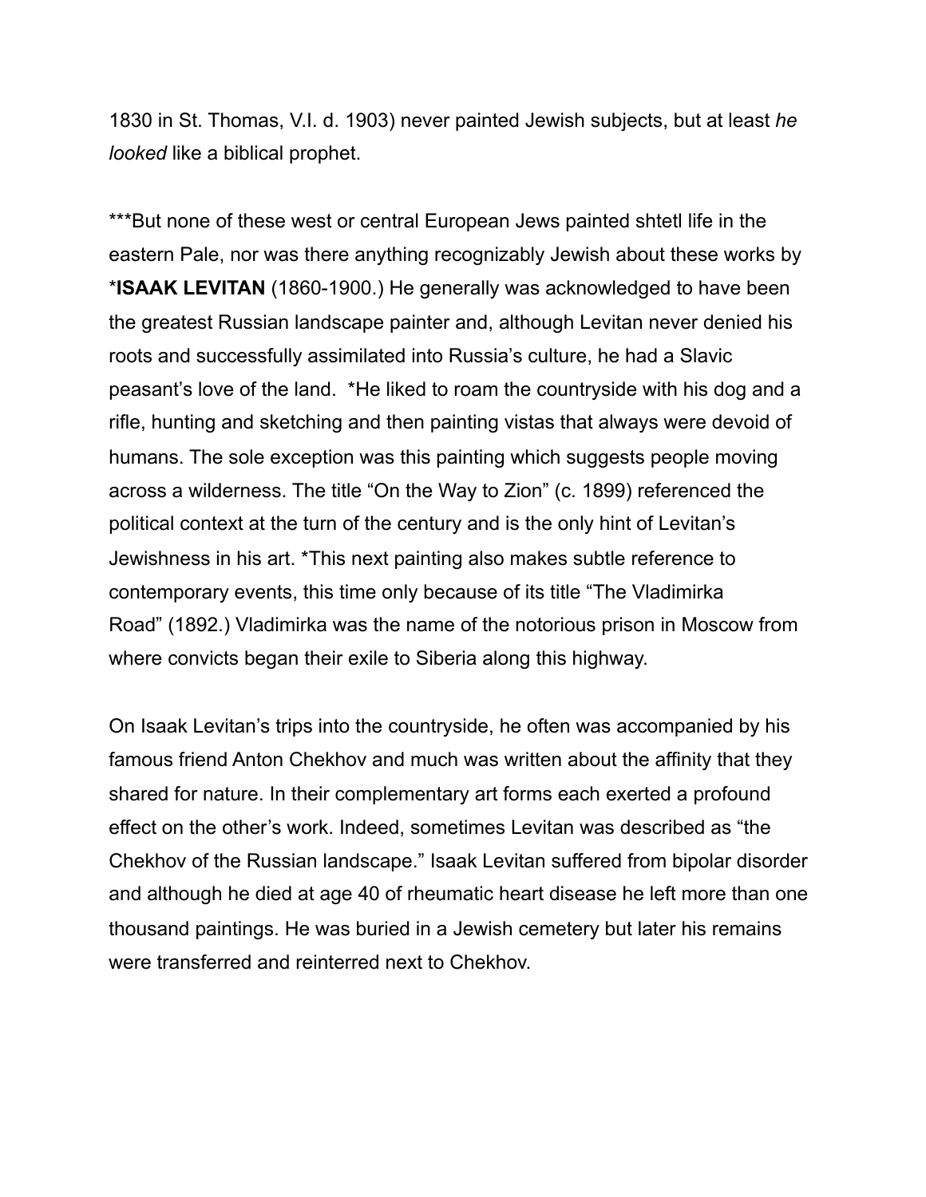1830 in St. Thomas, V.I. d. 1903) never painted Jewish subjects, but at least *he looked* like a biblical prophet.

***But none of these west or central European Jews painted shtetl life in the eastern Pale, nor was there anything recognizably Jewish about these works by ***ISAAK LEVITAN** (1860-1900.) He generally was acknowledged to have been the greatest Russian landscape painter and, although Levitan never denied his roots and successfully assimilated into Russia's culture, he had a Slavic peasant's love of the land. *He liked to roam the countryside with his dog and a rifle, hunting and sketching and then painting vistas that always were devoid of humans. The sole exception was this painting which suggests people moving across a wilderness. The title "On the Way to Zion" (c. 1899) referenced the political context at the turn of the century and is the only hint of Levitan's Jewishness in his art. *This next painting also makes subtle reference to contemporary events, this time only because of its title "The Vladimirka Road" (1892.) Vladimirka was the name of the notorious prison in Moscow from where convicts began their exile to Siberia along this highway.

On Isaak Levitan's trips into the countryside, he often was accompanied by his famous friend Anton Chekhov and much was written about the affinity that they shared for nature. In their complementary art forms each exerted a profound effect on the other's work. Indeed, sometimes Levitan was described as "the Chekhov of the Russian landscape." Isaak Levitan suffered from bipolar disorder and although he died at age 40 of rheumatic heart disease he left more than one thousand paintings. He was buried in a Jewish cemetery but later his remains were transferred and reinterred next to Chekhov.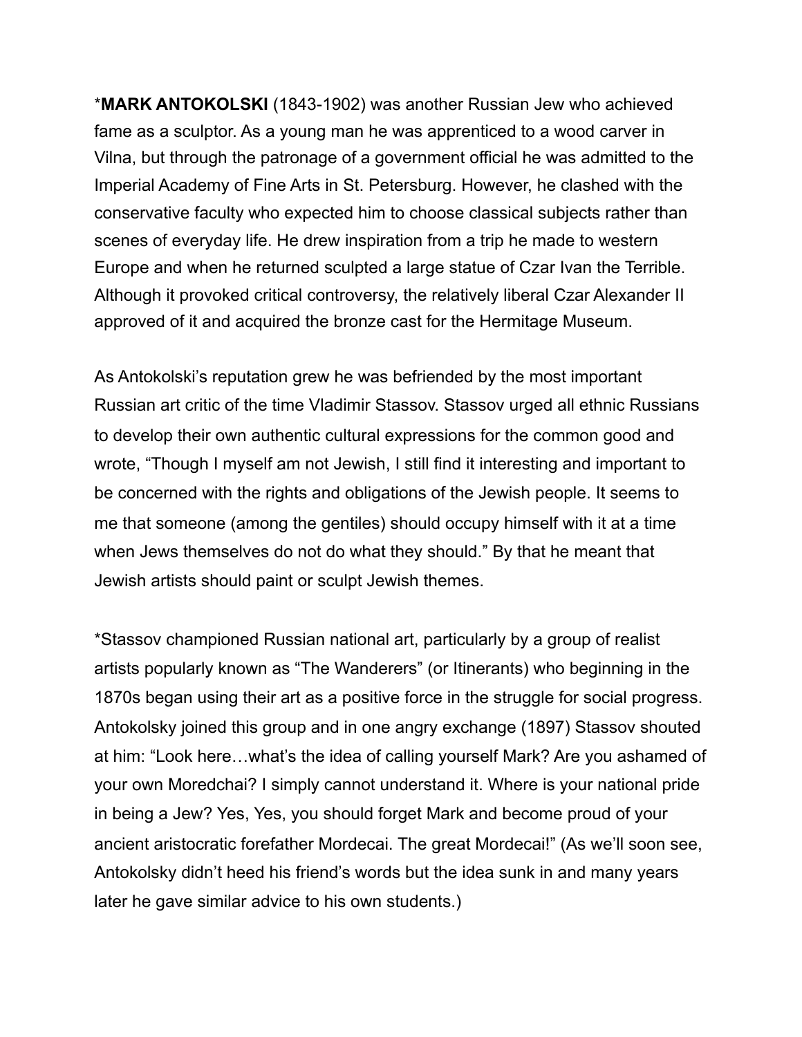***MARK ANTOKOLSKI** (1843-1902) was another Russian Jew who achieved fame as a sculptor. As a young man he was apprenticed to a wood carver in Vilna, but through the patronage of a government official he was admitted to the Imperial Academy of Fine Arts in St. Petersburg. However, he clashed with the conservative faculty who expected him to choose classical subjects rather than scenes of everyday life. He drew inspiration from a trip he made to western Europe and when he returned sculpted a large statue of Czar Ivan the Terrible. Although it provoked critical controversy, the relatively liberal Czar Alexander II approved of it and acquired the bronze cast for the Hermitage Museum.

As Antokolski's reputation grew he was befriended by the most important Russian art critic of the time Vladimir Stassov. Stassov urged all ethnic Russians to develop their own authentic cultural expressions for the common good and wrote, "Though I myself am not Jewish, I still find it interesting and important to be concerned with the rights and obligations of the Jewish people. It seems to me that someone (among the gentiles) should occupy himself with it at a time when Jews themselves do not do what they should." By that he meant that Jewish artists should paint or sculpt Jewish themes.

*Stassov championed Russian national art, particularly by a group of realist artists popularly known as "The Wanderers" (or Itinerants) who beginning in the 1870s began using their art as a positive force in the struggle for social progress. Antokolsky joined this group and in one angry exchange (1897) Stassov shouted at him: "Look here…what's the idea of calling yourself Mark? Are you ashamed of your own Moredchai? I simply cannot understand it. Where is your national pride in being a Jew? Yes, Yes, you should forget Mark and become proud of your ancient aristocratic forefather Mordecai. The great Mordecai!" (As we'll soon see, Antokolsky didn't heed his friend's words but the idea sunk in and many years later he gave similar advice to his own students.)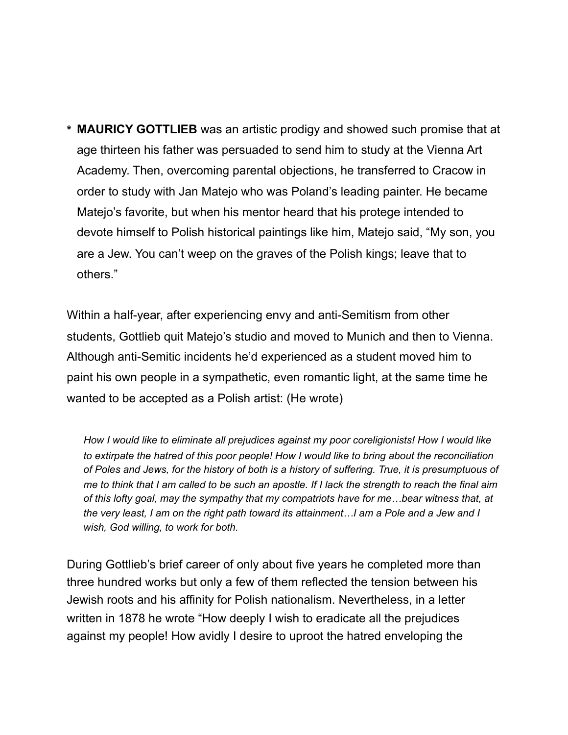* **MAURICY GOTTLIEB** was an artistic prodigy and showed such promise that at age thirteen his father was persuaded to send him to study at the Vienna Art Academy. Then, overcoming parental objections, he transferred to Cracow in order to study with Jan Matejo who was Poland's leading painter. He became Matejo's favorite, but when his mentor heard that his protege intended to devote himself to Polish historical paintings like him, Matejo said, "My son, you are a Jew. You can't weep on the graves of the Polish kings; leave that to others."

Within a half-year, after experiencing envy and anti-Semitism from other students, Gottlieb quit Matejo's studio and moved to Munich and then to Vienna. Although anti-Semitic incidents he'd experienced as a student moved him to paint his own people in a sympathetic, even romantic light, at the same time he wanted to be accepted as a Polish artist: (He wrote)

> *How I would like to eliminate all prejudices against my poor coreligionists! How I would like to extirpate the hatred of this poor people! How I would like to bring about the reconciliation of Poles and Jews, for the history of both is a history of suffering. True, it is presumptuous of me to think that I am called to be such an apostle. If I lack the strength to reach the final aim of this lofty goal, may the sympathy that my compatriots have for me…bear witness that, at the very least, I am on the right path toward its attainment…I am a Pole and a Jew and I wish, God willing, to work for both.*

During Gottlieb's brief career of only about five years he completed more than three hundred works but only a few of them reflected the tension between his Jewish roots and his affinity for Polish nationalism. Nevertheless, in a letter written in 1878 he wrote "How deeply I wish to eradicate all the prejudices against my people! How avidly I desire to uproot the hatred enveloping the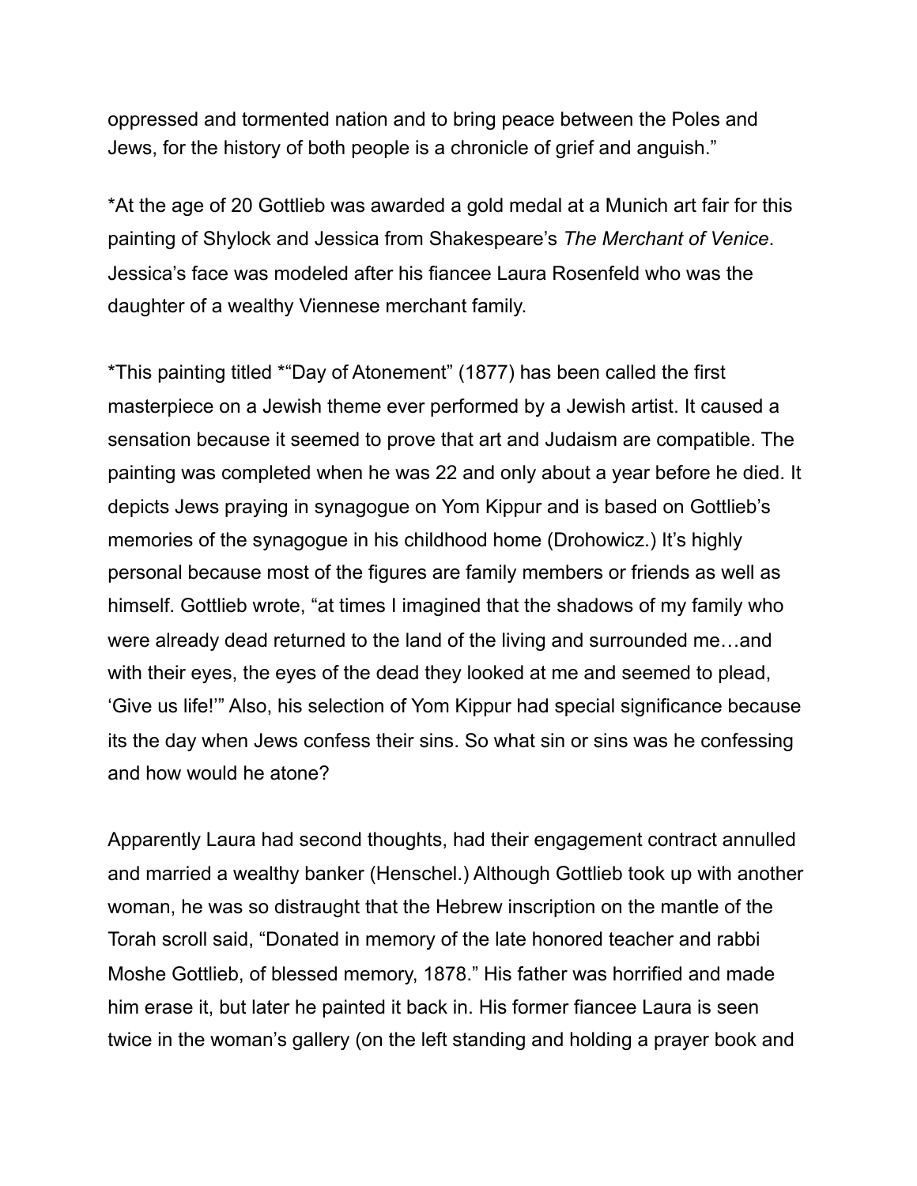oppressed and tormented nation and to bring peace between the Poles and Jews, for the history of both people is a chronicle of grief and anguish."

*At the age of 20 Gottlieb was awarded a gold medal at a Munich art fair for this painting of Shylock and Jessica from Shakespeare's *The Merchant of Venice*. Jessica's face was modeled after his fiancee Laura Rosenfeld who was the daughter of a wealthy Viennese merchant family.

*This painting titled *"Day of Atonement" (1877) has been called the first masterpiece on a Jewish theme ever performed by a Jewish artist. It caused a sensation because it seemed to prove that art and Judaism are compatible. The painting was completed when he was 22 and only about a year before he died. It depicts Jews praying in synagogue on Yom Kippur and is based on Gottlieb's memories of the synagogue in his childhood home (Drohowicz.) It's highly personal because most of the figures are family members or friends as well as himself. Gottlieb wrote, "at times I imagined that the shadows of my family who were already dead returned to the land of the living and surrounded me…and with their eyes, the eyes of the dead they looked at me and seemed to plead, 'Give us life!'" Also, his selection of Yom Kippur had special significance because its the day when Jews confess their sins. So what sin or sins was he confessing and how would he atone?

Apparently Laura had second thoughts, had their engagement contract annulled and married a wealthy banker (Henschel.) Although Gottlieb took up with another woman, he was so distraught that the Hebrew inscription on the mantle of the Torah scroll said, "Donated in memory of the late honored teacher and rabbi Moshe Gottlieb, of blessed memory, 1878." His father was horrified and made him erase it, but later he painted it back in. His former fiancee Laura is seen twice in the woman's gallery (on the left standing and holding a prayer book and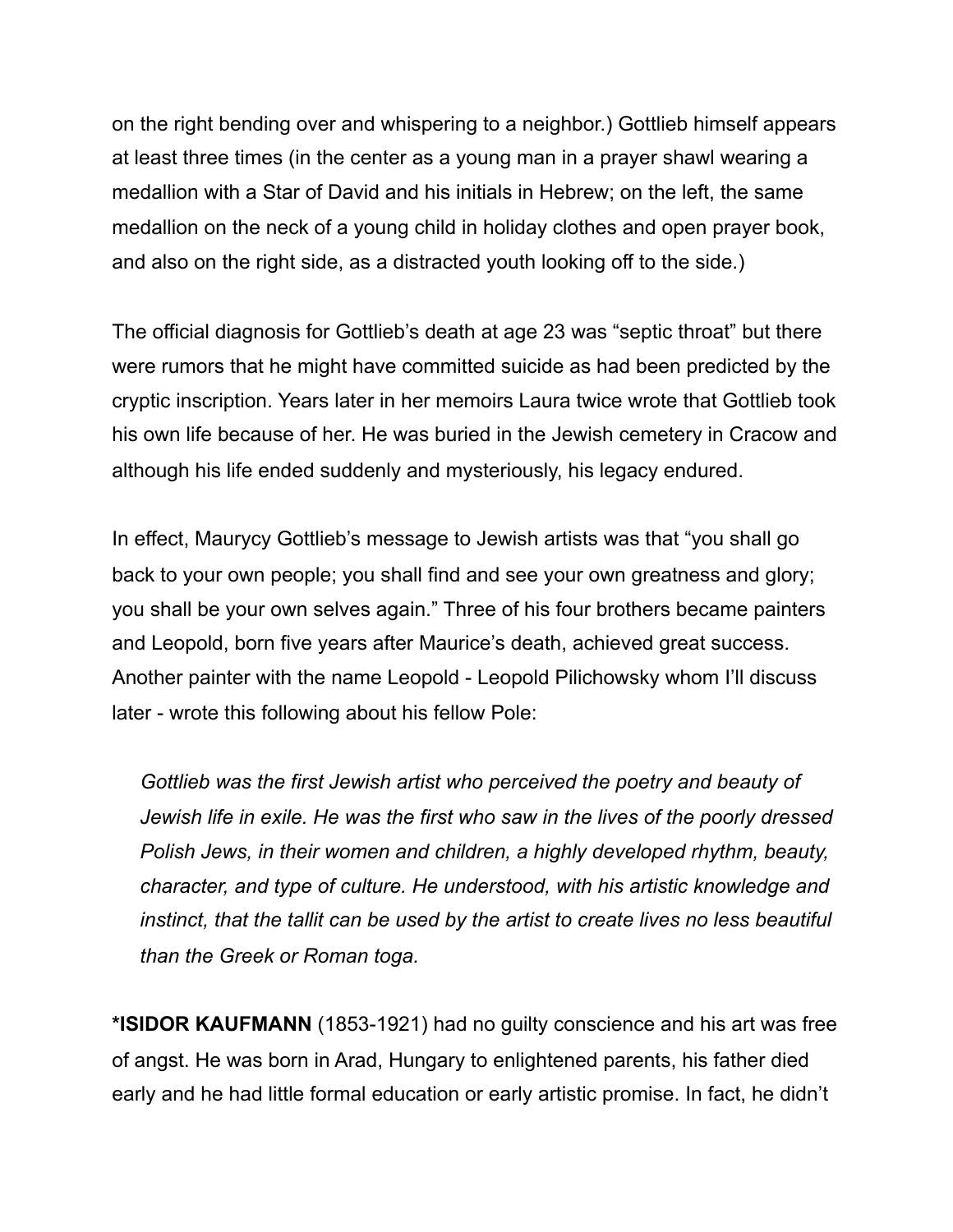on the right bending over and whispering to a neighbor.) Gottlieb himself appears at least three times (in the center as a young man in a prayer shawl wearing a medallion with a Star of David and his initials in Hebrew; on the left, the same medallion on the neck of a young child in holiday clothes and open prayer book, and also on the right side, as a distracted youth looking off to the side.)

The official diagnosis for Gottlieb's death at age 23 was "septic throat" but there were rumors that he might have committed suicide as had been predicted by the cryptic inscription. Years later in her memoirs Laura twice wrote that Gottlieb took his own life because of her. He was buried in the Jewish cemetery in Cracow and although his life ended suddenly and mysteriously, his legacy endured.

In effect, Maurycy Gottlieb's message to Jewish artists was that "you shall go back to your own people; you shall find and see your own greatness and glory; you shall be your own selves again." Three of his four brothers became painters and Leopold, born five years after Maurice's death, achieved great success. Another painter with the name Leopold - Leopold Pilichowsky whom I'll discuss later - wrote this following about his fellow Pole:

> *Gottlieb was the first Jewish artist who perceived the poetry and beauty of Jewish life in exile. He was the first who saw in the lives of the poorly dressed Polish Jews, in their women and children, a highly developed rhythm, beauty, character, and type of culture. He understood, with his artistic knowledge and instinct, that the tallit can be used by the artist to create lives no less beautiful than the Greek or Roman toga.*

**\*ISIDOR KAUFMANN** (1853-1921) had no guilty conscience and his art was free of angst. He was born in Arad, Hungary to enlightened parents, his father died early and he had little formal education or early artistic promise. In fact, he didn't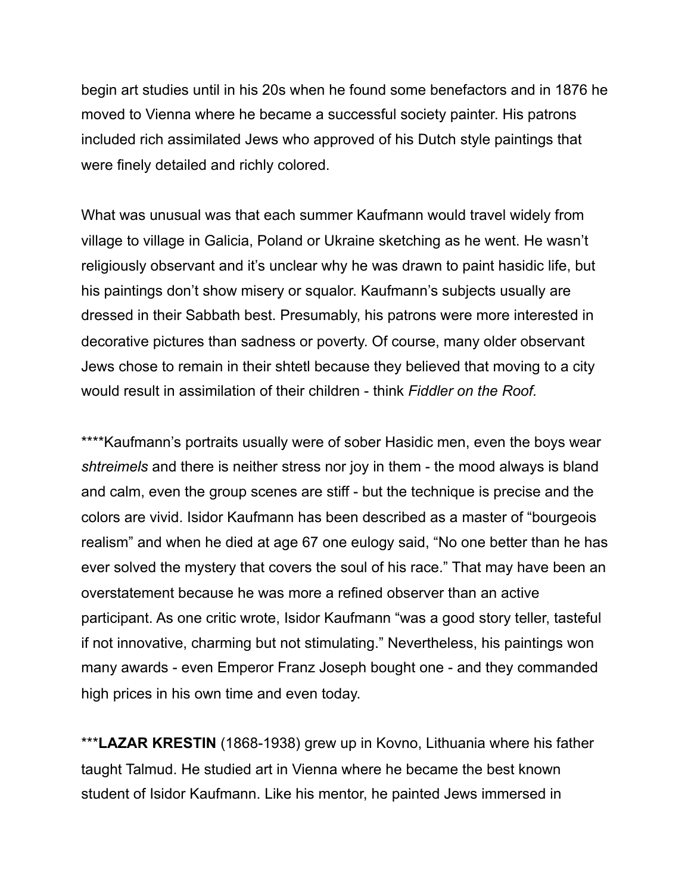begin art studies until in his 20s when he found some benefactors and in 1876 he moved to Vienna where he became a successful society painter. His patrons included rich assimilated Jews who approved of his Dutch style paintings that were finely detailed and richly colored.

What was unusual was that each summer Kaufmann would travel widely from village to village in Galicia, Poland or Ukraine sketching as he went. He wasn't religiously observant and it's unclear why he was drawn to paint hasidic life, but his paintings don't show misery or squalor. Kaufmann's subjects usually are dressed in their Sabbath best. Presumably, his patrons were more interested in decorative pictures than sadness or poverty. Of course, many older observant Jews chose to remain in their shtetl because they believed that moving to a city would result in assimilation of their children - think *Fiddler on the Roof.*

****Kaufmann's portraits usually were of sober Hasidic men, even the boys wear *shtreimels* and there is neither stress nor joy in them - the mood always is bland and calm, even the group scenes are stiff - but the technique is precise and the colors are vivid. Isidor Kaufmann has been described as a master of "bourgeois realism" and when he died at age 67 one eulogy said, "No one better than he has ever solved the mystery that covers the soul of his race." That may have been an overstatement because he was more a refined observer than an active participant. As one critic wrote, Isidor Kaufmann "was a good story teller, tasteful if not innovative, charming but not stimulating." Nevertheless, his paintings won many awards - even Emperor Franz Joseph bought one - and they commanded high prices in his own time and even today.

***LAZAR KRESTIN** (1868-1938) grew up in Kovno, Lithuania where his father taught Talmud. He studied art in Vienna where he became the best known student of Isidor Kaufmann. Like his mentor, he painted Jews immersed in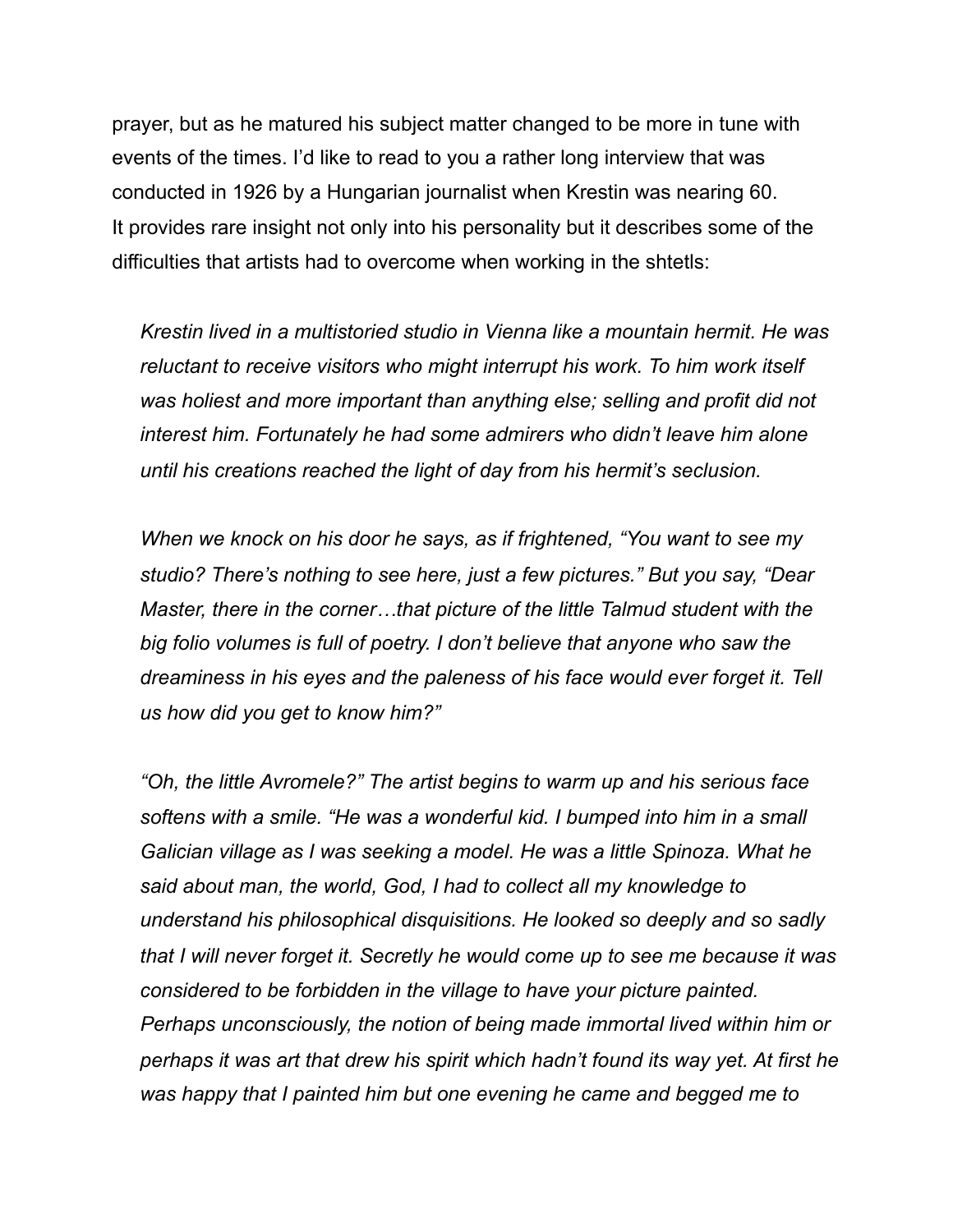prayer, but as he matured his subject matter changed to be more in tune with events of the times. I'd like to read to you a rather long interview that was conducted in 1926 by a Hungarian journalist when Krestin was nearing 60. It provides rare insight not only into his personality but it describes some of the difficulties that artists had to overcome when working in the shtetls:

> *Krestin lived in a multistoried studio in Vienna like a mountain hermit. He was reluctant to receive visitors who might interrupt his work. To him work itself was holiest and more important than anything else; selling and profit did not interest him. Fortunately he had some admirers who didn't leave him alone until his creations reached the light of day from his hermit's seclusion.*
>
> *When we knock on his door he says, as if frightened, "You want to see my studio? There's nothing to see here, just a few pictures." But you say, "Dear Master, there in the corner…that picture of the little Talmud student with the big folio volumes is full of poetry. I don't believe that anyone who saw the dreaminess in his eyes and the paleness of his face would ever forget it. Tell us how did you get to know him?"*
>
> *"Oh, the little Avromele?" The artist begins to warm up and his serious face softens with a smile. "He was a wonderful kid. I bumped into him in a small Galician village as I was seeking a model. He was a little Spinoza. What he said about man, the world, God, I had to collect all my knowledge to understand his philosophical disquisitions. He looked so deeply and so sadly that I will never forget it. Secretly he would come up to see me because it was considered to be forbidden in the village to have your picture painted. Perhaps unconsciously, the notion of being made immortal lived within him or perhaps it was art that drew his spirit which hadn't found its way yet. At first he was happy that I painted him but one evening he came and begged me to*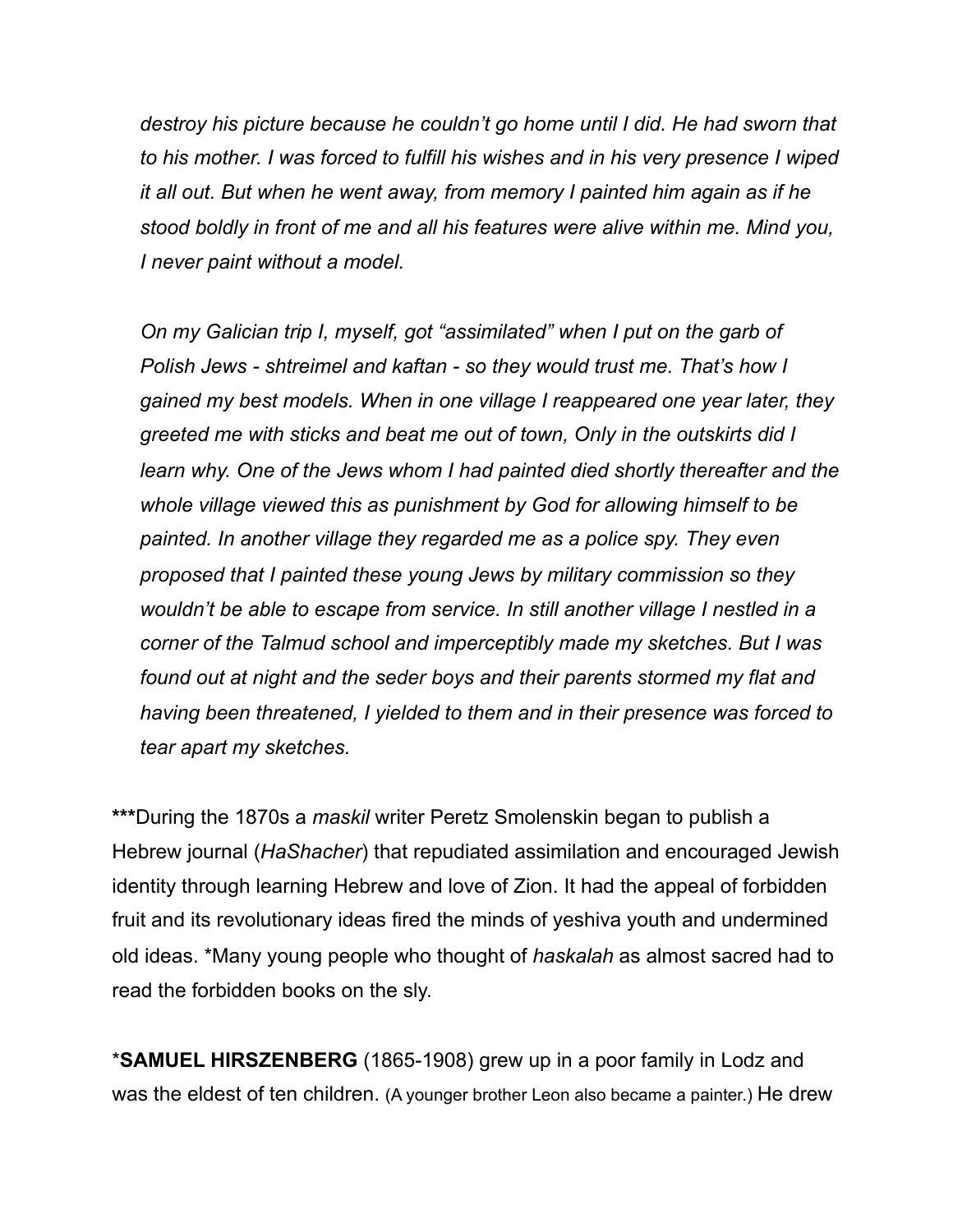*destroy his picture because he couldn't go home until I did. He had sworn that to his mother. I was forced to fulfill his wishes and in his very presence I wiped it all out. But when he went away, from memory I painted him again as if he stood boldly in front of me and all his features were alive within me. Mind you, I never paint without a model.*

*On my Galician trip I, myself, got "assimilated" when I put on the garb of Polish Jews - shtreimel and kaftan - so they would trust me. That's how I gained my best models. When in one village I reappeared one year later, they greeted me with sticks and beat me out of town, Only in the outskirts did I learn why. One of the Jews whom I had painted died shortly thereafter and the whole village viewed this as punishment by God for allowing himself to be painted. In another village they regarded me as a police spy. They even proposed that I painted these young Jews by military commission so they wouldn't be able to escape from service. In still another village I nestled in a corner of the Talmud school and imperceptibly made my sketches. But I was found out at night and the seder boys and their parents stormed my flat and having been threatened, I yielded to them and in their presence was forced to tear apart my sketches.*

***During the 1870s a *maskil* writer Peretz Smolenskin began to publish a Hebrew journal (*HaShacher*) that repudiated assimilation and encouraged Jewish identity through learning Hebrew and love of Zion. It had the appeal of forbidden fruit and its revolutionary ideas fired the minds of yeshiva youth and undermined old ideas. *Many young people who thought of *haskalah* as almost sacred had to read the forbidden books on the sly.

***SAMUEL HIRSZENBERG** (1865-1908) grew up in a poor family in Lodz and was the eldest of ten children. (A younger brother Leon also became a painter.) He drew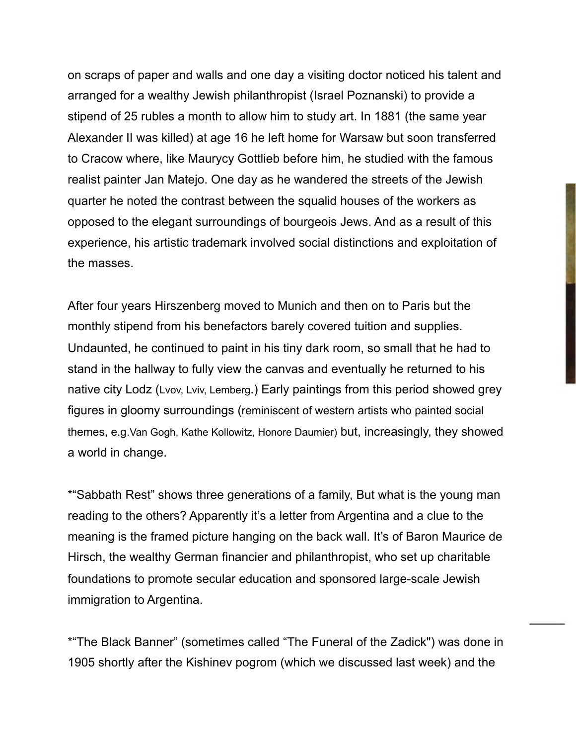on scraps of paper and walls and one day a visiting doctor noticed his talent and arranged for a wealthy Jewish philanthropist (Israel Poznanski) to provide a stipend of 25 rubles a month to allow him to study art. In 1881 (the same year Alexander II was killed) at age 16 he left home for Warsaw but soon transferred to Cracow where, like Maurycy Gottlieb before him, he studied with the famous realist painter Jan Matejo. One day as he wandered the streets of the Jewish quarter he noted the contrast between the squalid houses of the workers as opposed to the elegant surroundings of bourgeois Jews. And as a result of this experience, his artistic trademark involved social distinctions and exploitation of the masses.

After four years Hirszenberg moved to Munich and then on to Paris but the monthly stipend from his benefactors barely covered tuition and supplies. Undaunted, he continued to paint in his tiny dark room, so small that he had to stand in the hallway to fully view the canvas and eventually he returned to his native city Lodz (Lvov, Lviv, Lemberg.) Early paintings from this period showed grey figures in gloomy surroundings (reminiscent of western artists who painted social themes, e.g.Van Gogh, Kathe Kollowitz, Honore Daumier) but, increasingly, they showed a world in change.

*"Sabbath Rest" shows three generations of a family, But what is the young man reading to the others? Apparently it's a letter from Argentina and a clue to the meaning is the framed picture hanging on the back wall. It's of Baron Maurice de Hirsch, the wealthy German financier and philanthropist, who set up charitable foundations to promote secular education and sponsored large-scale Jewish immigration to Argentina.

*"The Black Banner" (sometimes called "The Funeral of the Zadick") was done in 1905 shortly after the Kishinev pogrom (which we discussed last week) and the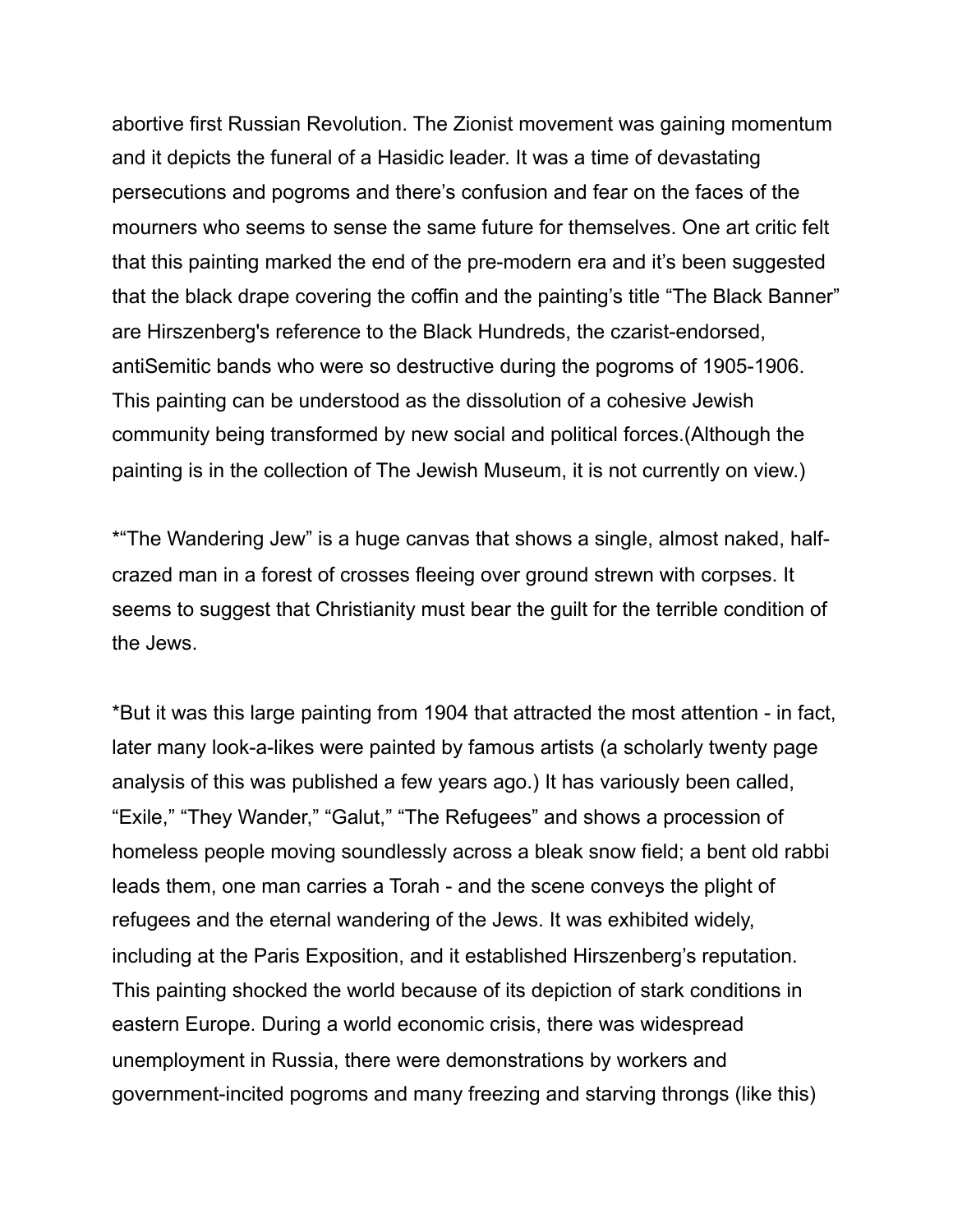abortive first Russian Revolution. The Zionist movement was gaining momentum and it depicts the funeral of a Hasidic leader. It was a time of devastating persecutions and pogroms and there's confusion and fear on the faces of the mourners who seems to sense the same future for themselves. One art critic felt that this painting marked the end of the pre-modern era and it's been suggested that the black drape covering the coffin and the painting's title "The Black Banner" are Hirszenberg's reference to the Black Hundreds, the czarist-endorsed, antiSemitic bands who were so destructive during the pogroms of 1905-1906. This painting can be understood as the dissolution of a cohesive Jewish community being transformed by new social and political forces.(Although the painting is in the collection of The Jewish Museum, it is not currently on view.)

*"The Wandering Jew" is a huge canvas that shows a single, almost naked, half-crazed man in a forest of crosses fleeing over ground strewn with corpses. It seems to suggest that Christianity must bear the guilt for the terrible condition of the Jews.

*But it was this large painting from 1904 that attracted the most attention - in fact, later many look-a-likes were painted by famous artists (a scholarly twenty page analysis of this was published a few years ago.) It has variously been called, "Exile," "They Wander," "Galut," "The Refugees" and shows a procession of homeless people moving soundlessly across a bleak snow field; a bent old rabbi leads them, one man carries a Torah - and the scene conveys the plight of refugees and the eternal wandering of the Jews. It was exhibited widely, including at the Paris Exposition, and it established Hirszenberg's reputation. This painting shocked the world because of its depiction of stark conditions in eastern Europe. During a world economic crisis, there was widespread unemployment in Russia, there were demonstrations by workers and government-incited pogroms and many freezing and starving throngs (like this)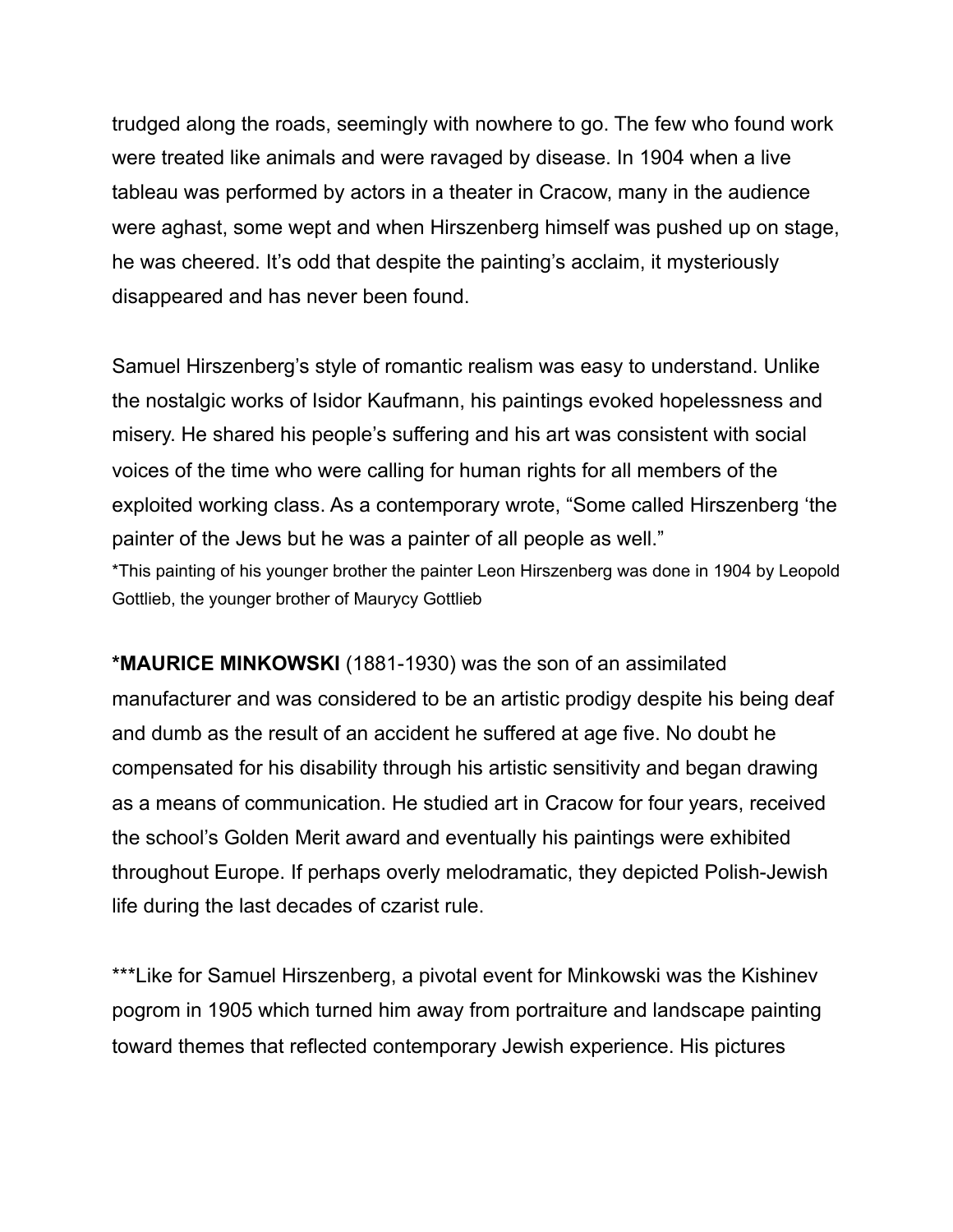trudged along the roads, seemingly with nowhere to go. The few who found work were treated like animals and were ravaged by disease. In 1904 when a live tableau was performed by actors in a theater in Cracow, many in the audience were aghast, some wept and when Hirszenberg himself was pushed up on stage, he was cheered. It's odd that despite the painting's acclaim, it mysteriously disappeared and has never been found.

Samuel Hirszenberg's style of romantic realism was easy to understand. Unlike the nostalgic works of Isidor Kaufmann, his paintings evoked hopelessness and misery. He shared his people's suffering and his art was consistent with social voices of the time who were calling for human rights for all members of the exploited working class. As a contemporary wrote, "Some called Hirszenberg 'the painter of the Jews but he was a painter of all people as well."

*This painting of his younger brother the painter Leon Hirszenberg was done in 1904 by Leopold Gottlieb, the younger brother of Maurycy Gottlieb

**\*MAURICE MINKOWSKI** (1881-1930) was the son of an assimilated manufacturer and was considered to be an artistic prodigy despite his being deaf and dumb as the result of an accident he suffered at age five. No doubt he compensated for his disability through his artistic sensitivity and began drawing as a means of communication. He studied art in Cracow for four years, received the school's Golden Merit award and eventually his paintings were exhibited throughout Europe. If perhaps overly melodramatic, they depicted Polish-Jewish life during the last decades of czarist rule.

***Like for Samuel Hirszenberg, a pivotal event for Minkowski was the Kishinev pogrom in 1905 which turned him away from portraiture and landscape painting toward themes that reflected contemporary Jewish experience. His pictures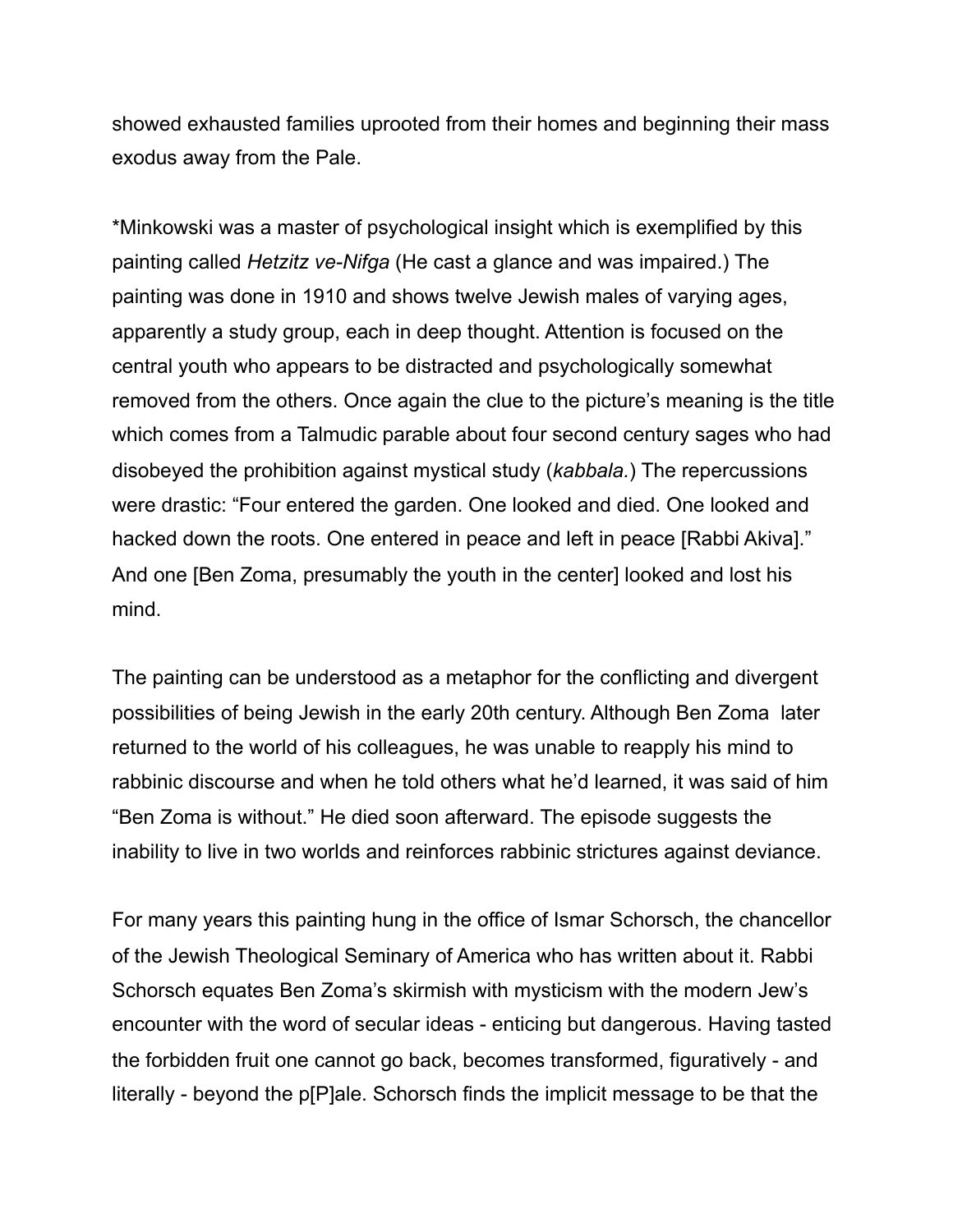showed exhausted families uprooted from their homes and beginning their mass exodus away from the Pale.

*Minkowski was a master of psychological insight which is exemplified by this painting called *Hetzitz ve-Nifga* (He cast a glance and was impaired.) The painting was done in 1910 and shows twelve Jewish males of varying ages, apparently a study group, each in deep thought. Attention is focused on the central youth who appears to be distracted and psychologically somewhat removed from the others. Once again the clue to the picture's meaning is the title which comes from a Talmudic parable about four second century sages who had disobeyed the prohibition against mystical study (*kabbala.*) The repercussions were drastic: "Four entered the garden. One looked and died. One looked and hacked down the roots. One entered in peace and left in peace [Rabbi Akiva]." And one [Ben Zoma, presumably the youth in the center] looked and lost his mind.

The painting can be understood as a metaphor for the conflicting and divergent possibilities of being Jewish in the early 20th century. Although Ben Zoma later returned to the world of his colleagues, he was unable to reapply his mind to rabbinic discourse and when he told others what he'd learned, it was said of him "Ben Zoma is without." He died soon afterward. The episode suggests the inability to live in two worlds and reinforces rabbinic strictures against deviance.

For many years this painting hung in the office of Ismar Schorsch, the chancellor of the Jewish Theological Seminary of America who has written about it. Rabbi Schorsch equates Ben Zoma's skirmish with mysticism with the modern Jew's encounter with the word of secular ideas - enticing but dangerous. Having tasted the forbidden fruit one cannot go back, becomes transformed, figuratively - and literally - beyond the p[P]ale. Schorsch finds the implicit message to be that the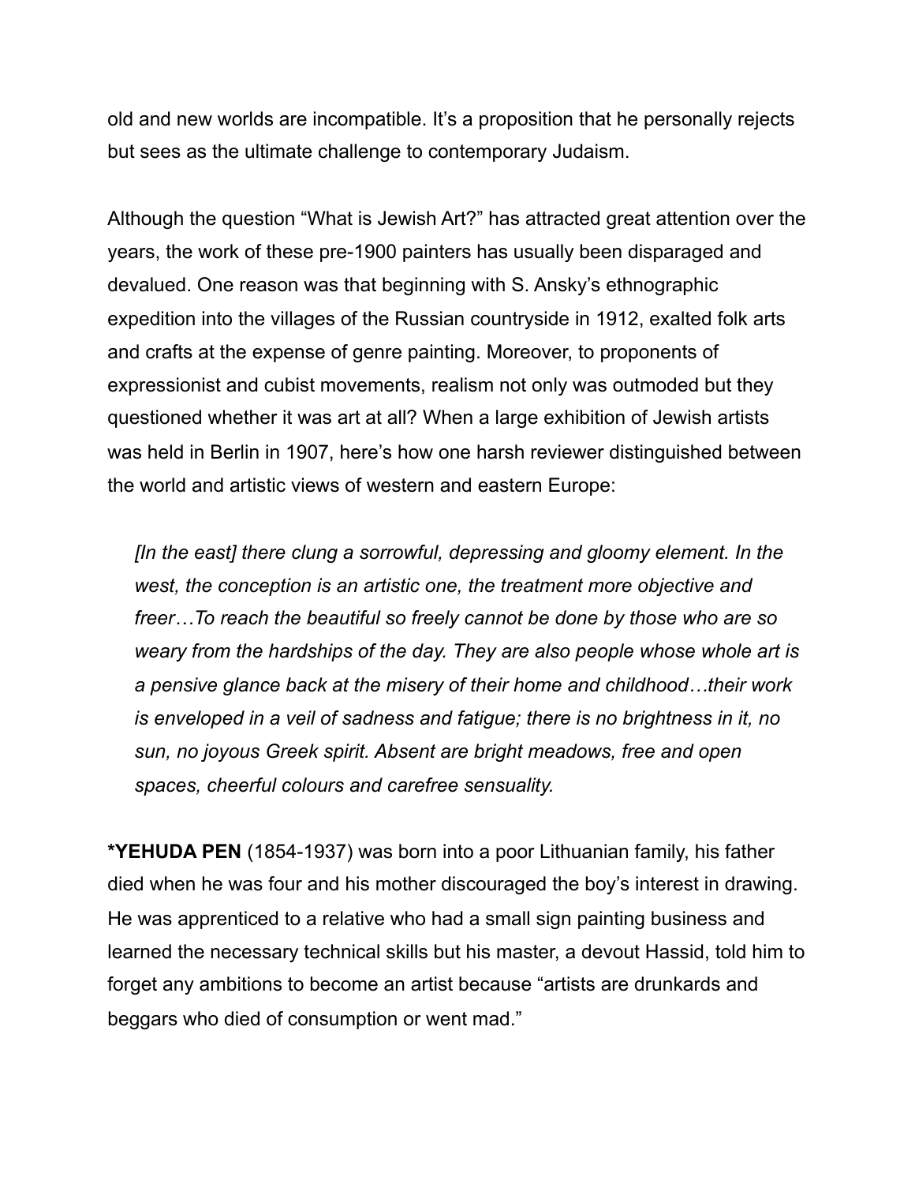old and new worlds are incompatible. It's a proposition that he personally rejects but sees as the ultimate challenge to contemporary Judaism.

Although the question "What is Jewish Art?" has attracted great attention over the years, the work of these pre-1900 painters has usually been disparaged and devalued. One reason was that beginning with S. Ansky's ethnographic expedition into the villages of the Russian countryside in 1912, exalted folk arts and crafts at the expense of genre painting. Moreover, to proponents of expressionist and cubist movements, realism not only was outmoded but they questioned whether it was art at all? When a large exhibition of Jewish artists was held in Berlin in 1907, here's how one harsh reviewer distinguished between the world and artistic views of western and eastern Europe:

> *[In the east] there clung a sorrowful, depressing and gloomy element. In the west, the conception is an artistic one, the treatment more objective and freer…To reach the beautiful so freely cannot be done by those who are so weary from the hardships of the day. They are also people whose whole art is a pensive glance back at the misery of their home and childhood…their work is enveloped in a veil of sadness and fatigue; there is no brightness in it, no sun, no joyous Greek spirit. Absent are bright meadows, free and open spaces, cheerful colours and carefree sensuality.*

**\*YEHUDA PEN** (1854-1937) was born into a poor Lithuanian family, his father died when he was four and his mother discouraged the boy's interest in drawing. He was apprenticed to a relative who had a small sign painting business and learned the necessary technical skills but his master, a devout Hassid, told him to forget any ambitions to become an artist because "artists are drunkards and beggars who died of consumption or went mad."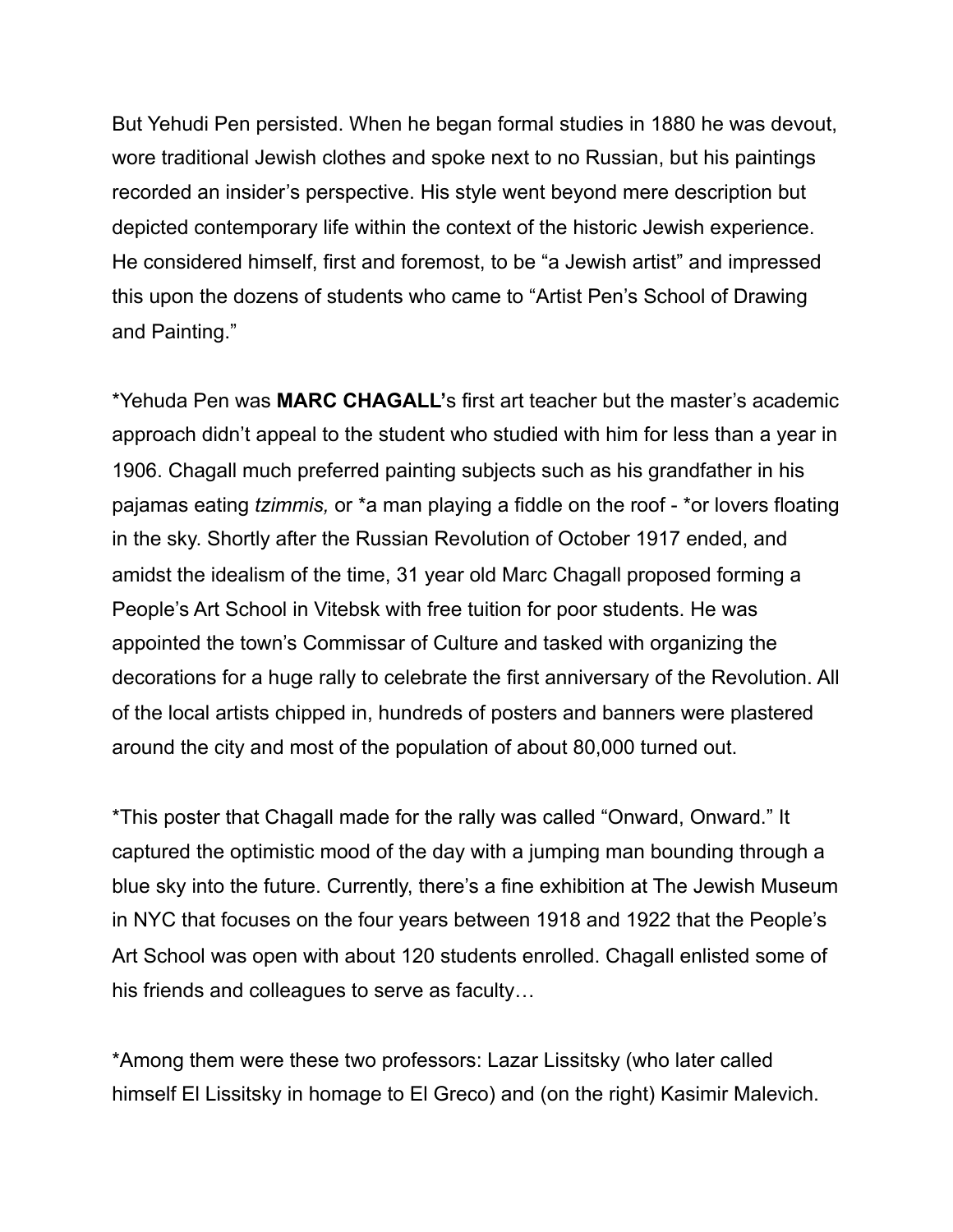But Yehudi Pen persisted. When he began formal studies in 1880 he was devout, wore traditional Jewish clothes and spoke next to no Russian, but his paintings recorded an insider's perspective. His style went beyond mere description but depicted contemporary life within the context of the historic Jewish experience. He considered himself, first and foremost, to be "a Jewish artist" and impressed this upon the dozens of students who came to "Artist Pen's School of Drawing and Painting."

*Yehuda Pen was **MARC CHAGALL'**s first art teacher but the master's academic approach didn't appeal to the student who studied with him for less than a year in 1906. Chagall much preferred painting subjects such as his grandfather in his pajamas eating *tzimmis,* or *a man playing a fiddle on the roof - *or lovers floating in the sky. Shortly after the Russian Revolution of October 1917 ended, and amidst the idealism of the time, 31 year old Marc Chagall proposed forming a People's Art School in Vitebsk with free tuition for poor students. He was appointed the town's Commissar of Culture and tasked with organizing the decorations for a huge rally to celebrate the first anniversary of the Revolution. All of the local artists chipped in, hundreds of posters and banners were plastered around the city and most of the population of about 80,000 turned out.

*This poster that Chagall made for the rally was called "Onward, Onward." It captured the optimistic mood of the day with a jumping man bounding through a blue sky into the future. Currently, there's a fine exhibition at The Jewish Museum in NYC that focuses on the four years between 1918 and 1922 that the People's Art School was open with about 120 students enrolled. Chagall enlisted some of his friends and colleagues to serve as faculty…

*Among them were these two professors: Lazar Lissitsky (who later called himself El Lissitsky in homage to El Greco) and (on the right) Kasimir Malevich.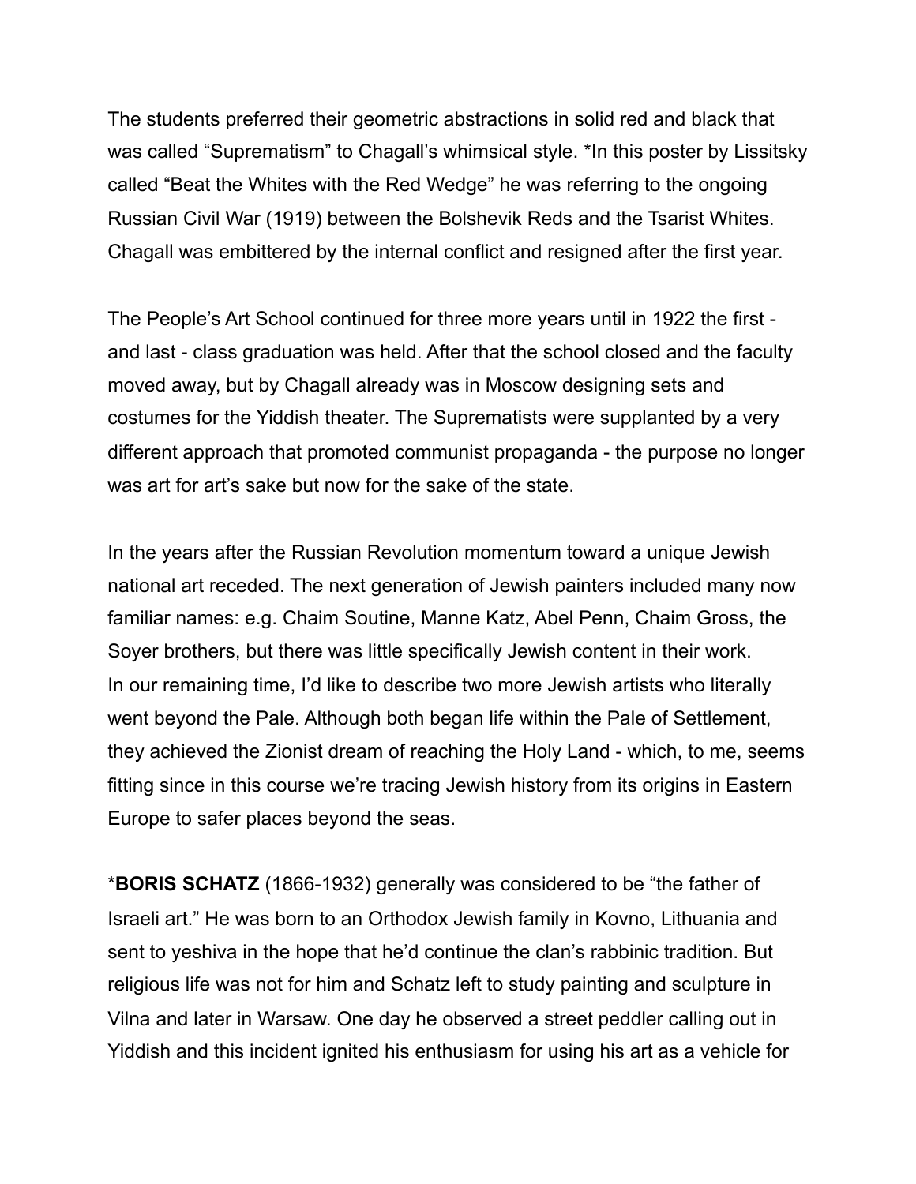The students preferred their geometric abstractions in solid red and black that was called “Suprematism” to Chagall’s whimsical style. *In this poster by Lissitsky called “Beat the Whites with the Red Wedge” he was referring to the ongoing Russian Civil War (1919) between the Bolshevik Reds and the Tsarist Whites. Chagall was embittered by the internal conflict and resigned after the first year.

The People’s Art School continued for three more years until in 1922 the first - and last - class graduation was held. After that the school closed and the faculty moved away, but by Chagall already was in Moscow designing sets and costumes for the Yiddish theater. The Suprematists were supplanted by a very different approach that promoted communist propaganda - the purpose no longer was art for art’s sake but now for the sake of the state.

In the years after the Russian Revolution momentum toward a unique Jewish national art receded. The next generation of Jewish painters included many now familiar names: e.g. Chaim Soutine, Manne Katz, Abel Penn, Chaim Gross, the Soyer brothers, but there was little specifically Jewish content in their work.
In our remaining time, I’d like to describe two more Jewish artists who literally went beyond the Pale. Although both began life within the Pale of Settlement, they achieved the Zionist dream of reaching the Holy Land - which, to me, seems fitting since in this course we’re tracing Jewish history from its origins in Eastern Europe to safer places beyond the seas.

***BORIS SCHATZ** (1866-1932) generally was considered to be “the father of Israeli art.” He was born to an Orthodox Jewish family in Kovno, Lithuania and sent to yeshiva in the hope that he’d continue the clan’s rabbinic tradition. But religious life was not for him and Schatz left to study painting and sculpture in Vilna and later in Warsaw. One day he observed a street peddler calling out in Yiddish and this incident ignited his enthusiasm for using his art as a vehicle for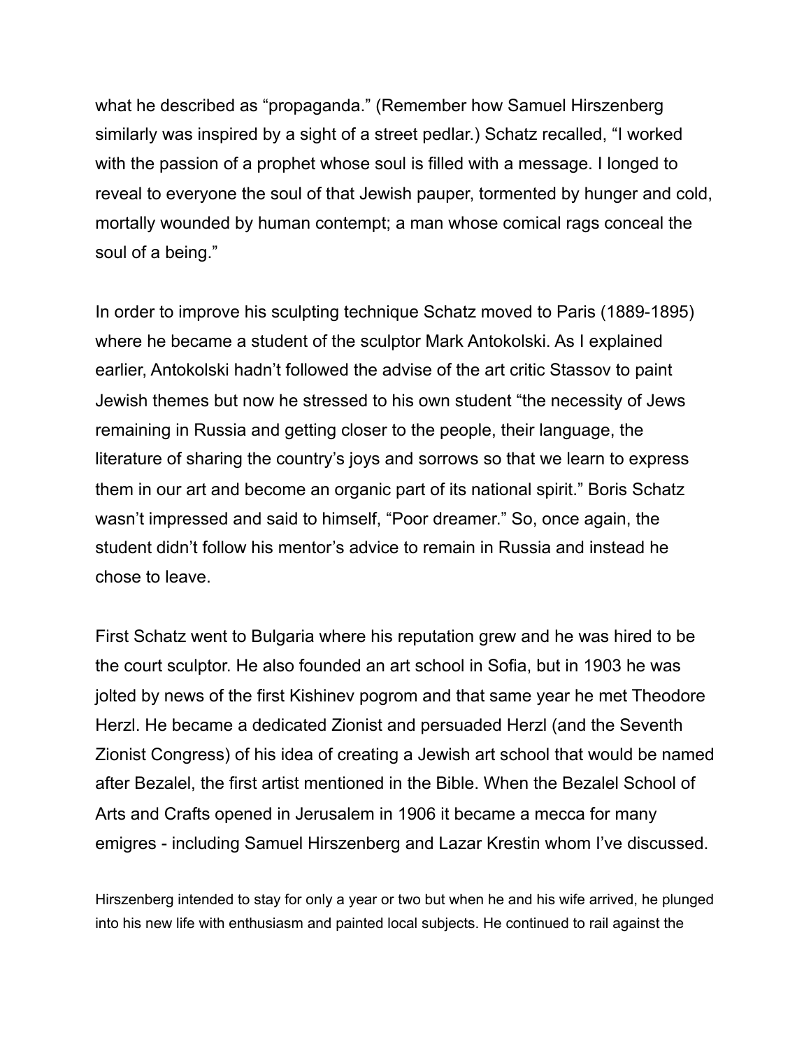what he described as "propaganda." (Remember how Samuel Hirszenberg similarly was inspired by a sight of a street pedlar.) Schatz recalled, "I worked with the passion of a prophet whose soul is filled with a message. I longed to reveal to everyone the soul of that Jewish pauper, tormented by hunger and cold, mortally wounded by human contempt; a man whose comical rags conceal the soul of a being."

In order to improve his sculpting technique Schatz moved to Paris (1889-1895) where he became a student of the sculptor Mark Antokolski. As I explained earlier, Antokolski hadn't followed the advise of the art critic Stassov to paint Jewish themes but now he stressed to his own student "the necessity of Jews remaining in Russia and getting closer to the people, their language, the literature of sharing the country's joys and sorrows so that we learn to express them in our art and become an organic part of its national spirit." Boris Schatz wasn't impressed and said to himself, "Poor dreamer." So, once again, the student didn't follow his mentor's advice to remain in Russia and instead he chose to leave.

First Schatz went to Bulgaria where his reputation grew and he was hired to be the court sculptor. He also founded an art school in Sofia, but in 1903 he was jolted by news of the first Kishinev pogrom and that same year he met Theodore Herzl. He became a dedicated Zionist and persuaded Herzl (and the Seventh Zionist Congress) of his idea of creating a Jewish art school that would be named after Bezalel, the first artist mentioned in the Bible. When the Bezalel School of Arts and Crafts opened in Jerusalem in 1906 it became a mecca for many emigres - including Samuel Hirszenberg and Lazar Krestin whom I've discussed.

Hirszenberg intended to stay for only a year or two but when he and his wife arrived, he plunged into his new life with enthusiasm and painted local subjects. He continued to rail against the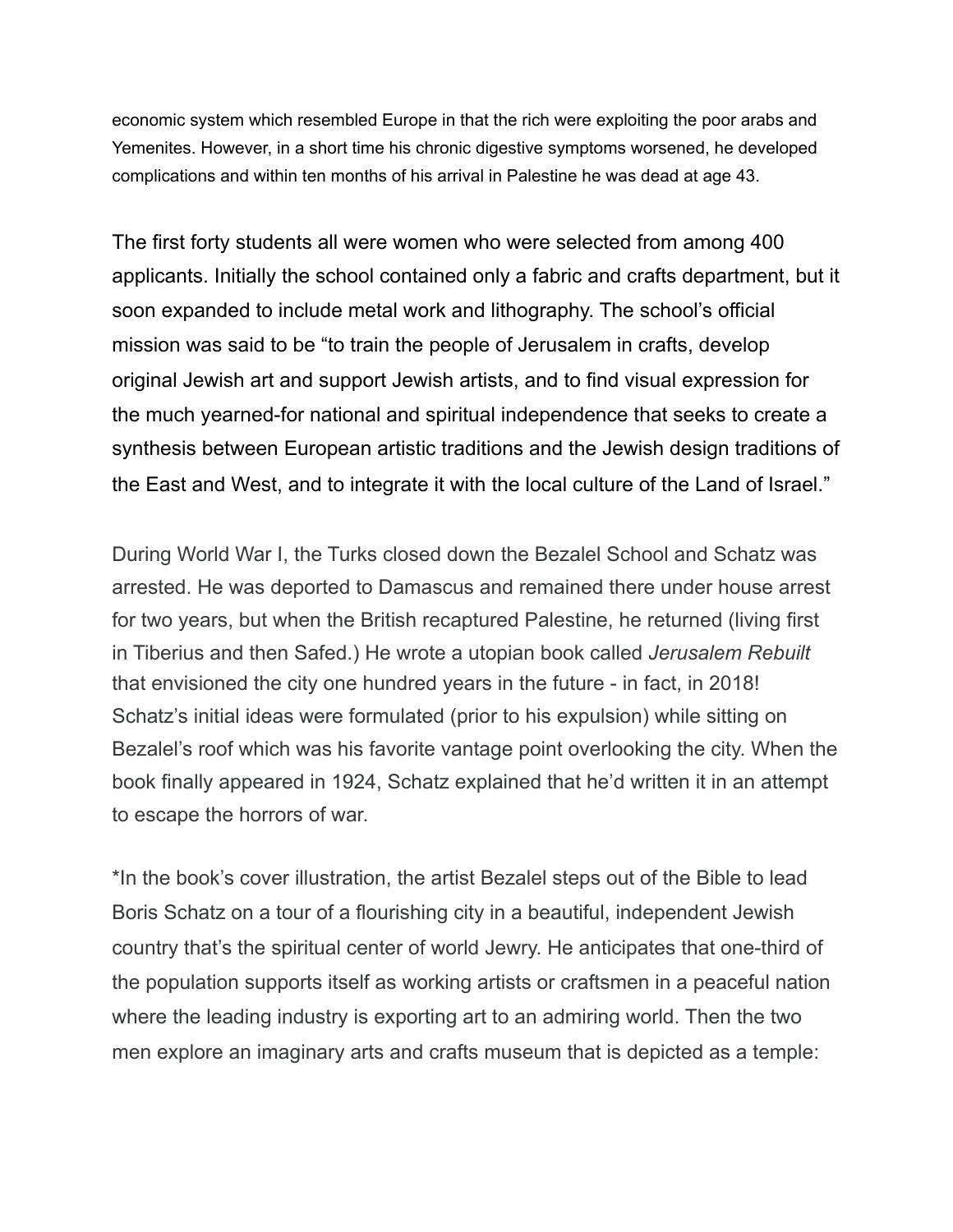economic system which resembled Europe in that the rich were exploiting the poor arabs and Yemenites. However, in a short time his chronic digestive symptoms worsened, he developed complications and within ten months of his arrival in Palestine he was dead at age 43.

The first forty students all were women who were selected from among 400 applicants. Initially the school contained only a fabric and crafts department, but it soon expanded to include metal work and lithography. The school's official mission was said to be "to train the people of Jerusalem in crafts, develop original Jewish art and support Jewish artists, and to find visual expression for the much yearned-for national and spiritual independence that seeks to create a synthesis between European artistic traditions and the Jewish design traditions of the East and West, and to integrate it with the local culture of the Land of Israel."

During World War I, the Turks closed down the Bezalel School and Schatz was arrested. He was deported to Damascus and remained there under house arrest for two years, but when the British recaptured Palestine, he returned (living first in Tiberius and then Safed.) He wrote a utopian book called *Jerusalem Rebuilt* that envisioned the city one hundred years in the future - in fact, in 2018! Schatz's initial ideas were formulated (prior to his expulsion) while sitting on Bezalel's roof which was his favorite vantage point overlooking the city. When the book finally appeared in 1924, Schatz explained that he'd written it in an attempt to escape the horrors of war.

*In the book's cover illustration, the artist Bezalel steps out of the Bible to lead Boris Schatz on a tour of a flourishing city in a beautiful, independent Jewish country that's the spiritual center of world Jewry. He anticipates that one-third of the population supports itself as working artists or craftsmen in a peaceful nation where the leading industry is exporting art to an admiring world. Then the two men explore an imaginary arts and crafts museum that is depicted as a temple: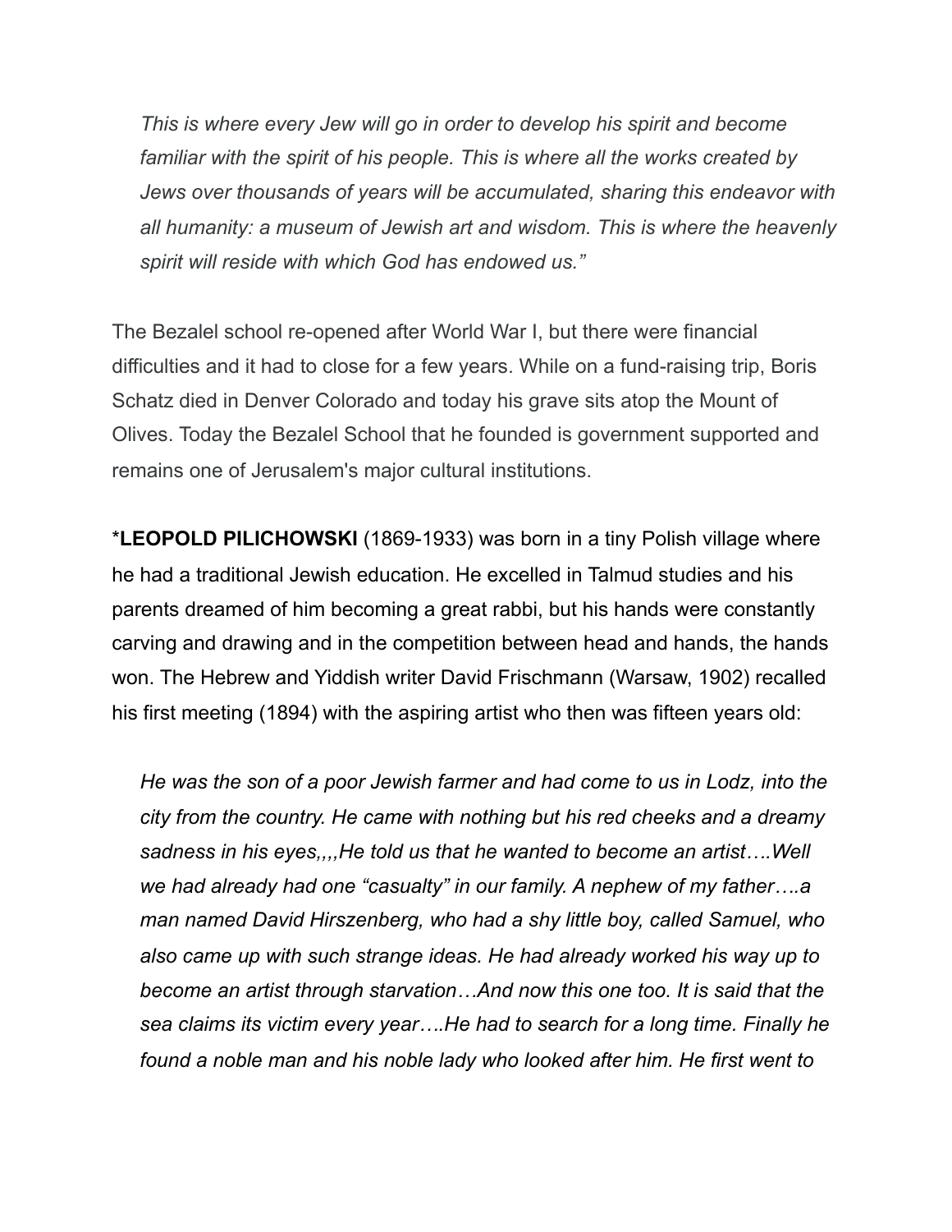*This is where every Jew will go in order to develop his spirit and become familiar with the spirit of his people. This is where all the works created by Jews over thousands of years will be accumulated, sharing this endeavor with all humanity: a museum of Jewish art and wisdom. This is where the heavenly spirit will reside with which God has endowed us."*

The Bezalel school re-opened after World War I, but there were financial difficulties and it had to close for a few years. While on a fund-raising trip, Boris Schatz died in Denver Colorado and today his grave sits atop the Mount of Olives. Today the Bezalel School that he founded is government supported and remains one of Jerusalem's major cultural institutions.

***LEOPOLD PILICHOWSKI** (1869-1933) was born in a tiny Polish village where he had a traditional Jewish education. He excelled in Talmud studies and his parents dreamed of him becoming a great rabbi, but his hands were constantly carving and drawing and in the competition between head and hands, the hands won. The Hebrew and Yiddish writer David Frischmann (Warsaw, 1902) recalled his first meeting (1894) with the aspiring artist who then was fifteen years old:

*He was the son of a poor Jewish farmer and had come to us in Lodz, into the city from the country. He came with nothing but his red cheeks and a dreamy sadness in his eyes,,,,He told us that he wanted to become an artist….Well we had already had one "casualty" in our family. A nephew of my father….a man named David Hirszenberg, who had a shy little boy, called Samuel, who also came up with such strange ideas. He had already worked his way up to become an artist through starvation…And now this one too. It is said that the sea claims its victim every year….He had to search for a long time. Finally he found a noble man and his noble lady who looked after him. He first went to*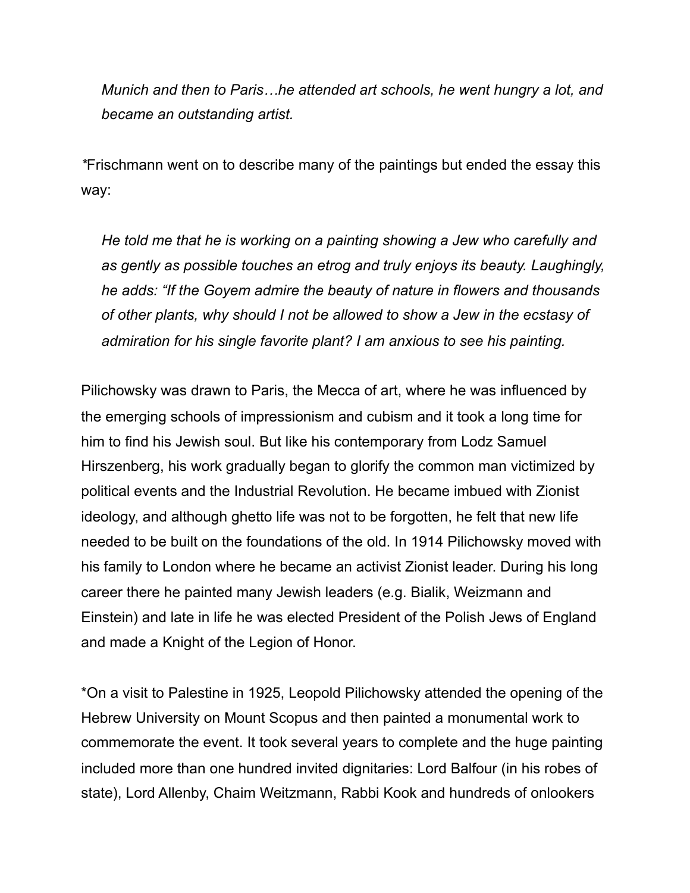*Munich and then to Paris…he attended art schools, he went hungry a lot, and became an outstanding artist.*

*Frischmann went on to describe many of the paintings but ended the essay this way:

*He told me that he is working on a painting showing a Jew who carefully and as gently as possible touches an etrog and truly enjoys its beauty. Laughingly, he adds: "If the Goyem admire the beauty of nature in flowers and thousands of other plants, why should I not be allowed to show a Jew in the ecstasy of admiration for his single favorite plant? I am anxious to see his painting.*

Pilichowsky was drawn to Paris, the Mecca of art, where he was influenced by the emerging schools of impressionism and cubism and it took a long time for him to find his Jewish soul. But like his contemporary from Lodz Samuel Hirszenberg, his work gradually began to glorify the common man victimized by political events and the Industrial Revolution. He became imbued with Zionist ideology, and although ghetto life was not to be forgotten, he felt that new life needed to be built on the foundations of the old. In 1914 Pilichowsky moved with his family to London where he became an activist Zionist leader. During his long career there he painted many Jewish leaders (e.g. Bialik, Weizmann and Einstein) and late in life he was elected President of the Polish Jews of England and made a Knight of the Legion of Honor.

*On a visit to Palestine in 1925, Leopold Pilichowsky attended the opening of the Hebrew University on Mount Scopus and then painted a monumental work to commemorate the event. It took several years to complete and the huge painting included more than one hundred invited dignitaries: Lord Balfour (in his robes of state), Lord Allenby, Chaim Weitzmann, Rabbi Kook and hundreds of onlookers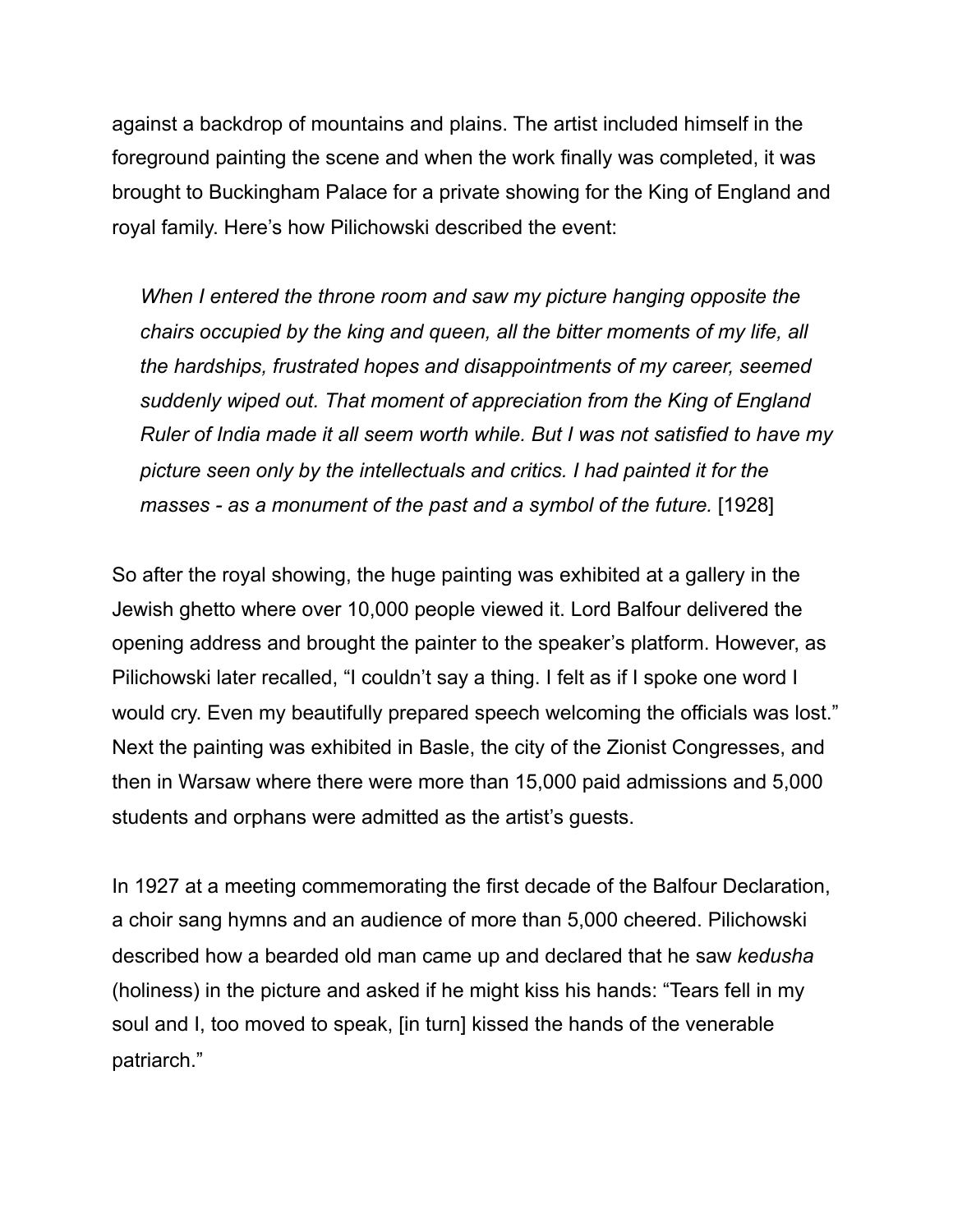against a backdrop of mountains and plains. The artist included himself in the foreground painting the scene and when the work finally was completed, it was brought to Buckingham Palace for a private showing for the King of England and royal family. Here's how Pilichowski described the event:

> *When I entered the throne room and saw my picture hanging opposite the chairs occupied by the king and queen, all the bitter moments of my life, all the hardships, frustrated hopes and disappointments of my career, seemed suddenly wiped out. That moment of appreciation from the King of England Ruler of India made it all seem worth while. But I was not satisfied to have my picture seen only by the intellectuals and critics. I had painted it for the masses - as a monument of the past and a symbol of the future.* [1928]

So after the royal showing, the huge painting was exhibited at a gallery in the Jewish ghetto where over 10,000 people viewed it. Lord Balfour delivered the opening address and brought the painter to the speaker's platform. However, as Pilichowski later recalled, "I couldn't say a thing. I felt as if I spoke one word I would cry. Even my beautifully prepared speech welcoming the officials was lost." Next the painting was exhibited in Basle, the city of the Zionist Congresses, and then in Warsaw where there were more than 15,000 paid admissions and 5,000 students and orphans were admitted as the artist's guests.

In 1927 at a meeting commemorating the first decade of the Balfour Declaration, a choir sang hymns and an audience of more than 5,000 cheered. Pilichowski described how a bearded old man came up and declared that he saw *kedusha* (holiness) in the picture and asked if he might kiss his hands: "Tears fell in my soul and I, too moved to speak, [in turn] kissed the hands of the venerable patriarch."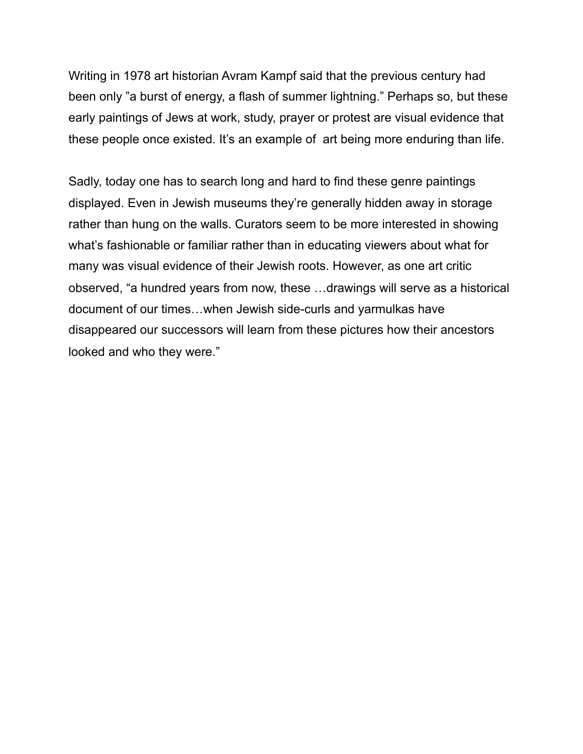Writing in 1978 art historian Avram Kampf said that the previous century had been only ”a burst of energy, a flash of summer lightning.” Perhaps so, but these early paintings of Jews at work, study, prayer or protest are visual evidence that these people once existed. It’s an example of art being more enduring than life.

Sadly, today one has to search long and hard to find these genre paintings displayed. Even in Jewish museums they’re generally hidden away in storage rather than hung on the walls. Curators seem to be more interested in showing what’s fashionable or familiar rather than in educating viewers about what for many was visual evidence of their Jewish roots. However, as one art critic observed, “a hundred years from now, these …drawings will serve as a historical document of our times…when Jewish side-curls and yarmulkas have disappeared our successors will learn from these pictures how their ancestors looked and who they were.”